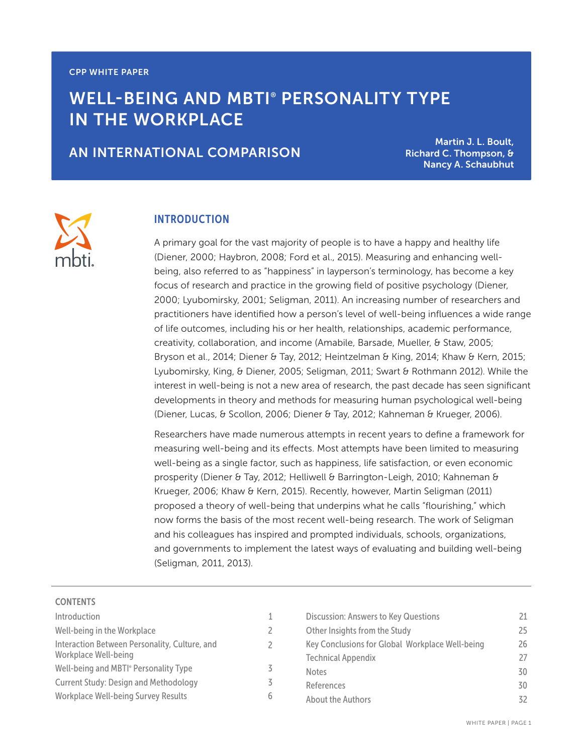CPP WHITE PAPER

# WELL-BEING AND MBTI® PERSONALITY TYPE IN THE WORKPLACE

## AN INTERNATIONAL COMPARISON

Martin J. L. Boult, Richard C. Thompson, & Nancy A. Schaubhut

## INTRODUCTION

A primary goal for the vast majority of people is to have a happy and healthy life (Diener, 2000; Haybron, 2008; Ford et al., 2015). Measuring and enhancing well-being, also referred to as "happiness" in layperson's terminology, has become a key focus of research and practice in the growing field of positive psychology (Diener, 2000; Lyubomirsky, 2001; Seligman, 2011). An increasing number of researchers and practitioners have identified how a person's level of well-being influences a wide range of life outcomes, including his or her health, relationships, academic performance, creativity, collaboration, and income (Amabile, Barsade, Mueller, & Staw, 2005; Bryson et al., 2014; Diener & Tay, 2012; Heintzelman & King, 2014; Khaw & Kern, 2015; Lyubomirsky, King, & Diener, 2005; Seligman, 2011; Swart & Rothmann 2012). While the interest in well-being is not a new area of research, the past decade has seen significant developments in theory and methods for measuring human psychological well-being (Diener, Lucas, & Scollon, 2006; Diener & Tay, 2012; Kahneman & Krueger, 2006).

Researchers have made numerous attempts in recent years to define a framework for measuring well-being and its effects. Most attempts have been limited to measuring well-being as a single factor, such as happiness, life satisfaction, or even economic prosperity (Diener & Tay, 2012; Helliwell & Barrington-Leigh, 2010; Kahneman & Krueger, 2006; Khaw & Kern, 2015). Recently, however, Martin Seligman (2011) proposed a theory of well-being that underpins what he calls "flourishing," which now forms the basis of the most recent well-being research. The work of Seligman and his colleagues has inspired and prompted individuals, schools, organizations, and governments to implement the latest ways of evaluating and building well-being (Seligman, 2011, 2013).

### CONTENTS

| | |
|---|---|
| Introduction | 1 |
| Well-being in the Workplace | 2 |
| Interaction Between Personality, Culture, and Workplace Well-being | 2 |
| Well-being and MBTI® Personality Type | 3 |
| Current Study: Design and Methodology | 3 |
| Workplace Well-being Survey Results | 6 |
| Discussion: Answers to Key Questions | 21 |
| Other Insights from the Study | 25 |
| Key Conclusions for Global Workplace Well-being | 26 |
| Technical Appendix | 27 |
| Notes | 30 |
| References | 30 |
| About the Authors | 32 |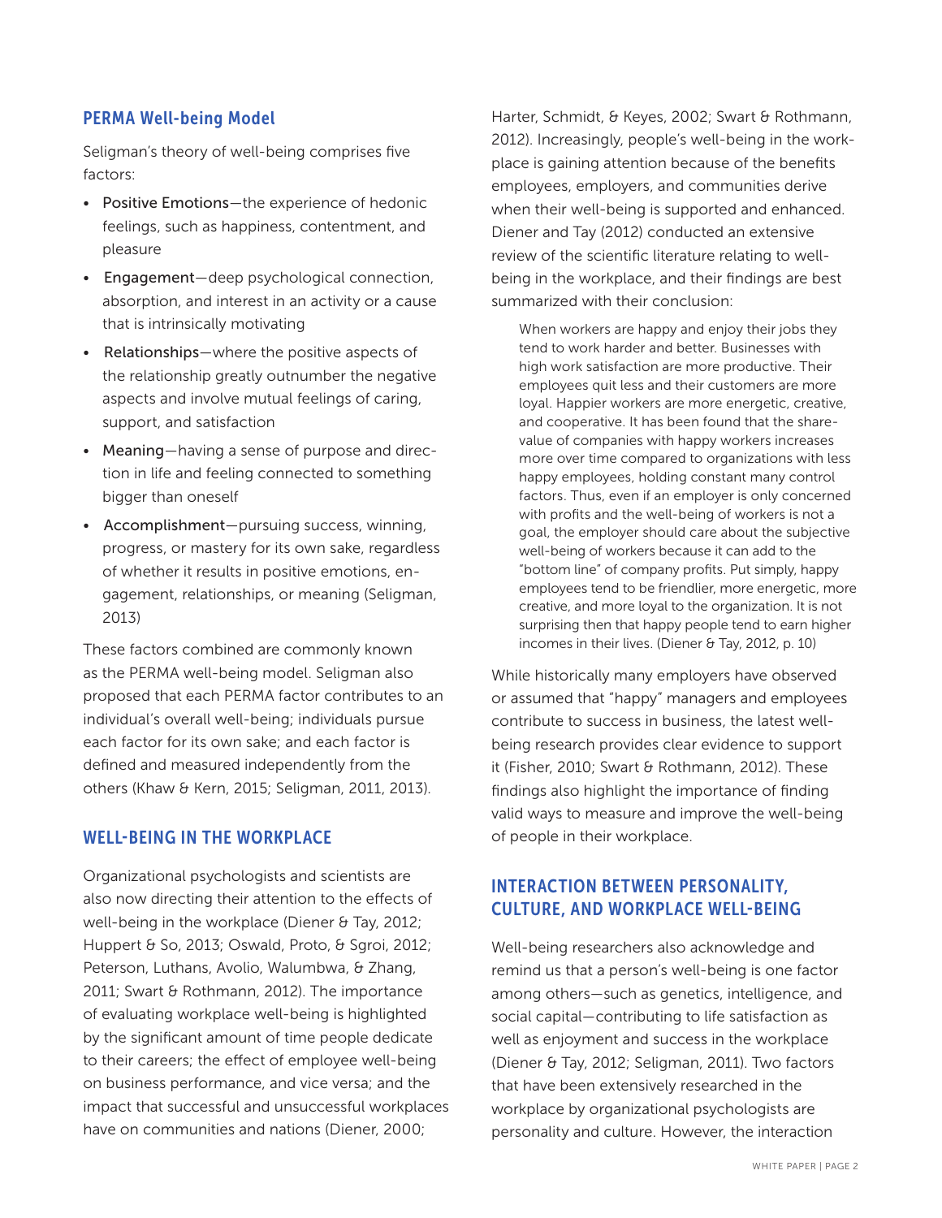## PERMA Well-being Model

Seligman's theory of well-being comprises five factors:

- Positive Emotions—the experience of hedonic feelings, such as happiness, contentment, and pleasure
- Engagement—deep psychological connection, absorption, and interest in an activity or a cause that is intrinsically motivating
- Relationships—where the positive aspects of the relationship greatly outnumber the negative aspects and involve mutual feelings of caring, support, and satisfaction
- Meaning—having a sense of purpose and direction in life and feeling connected to something bigger than oneself
- Accomplishment—pursuing success, winning, progress, or mastery for its own sake, regardless of whether it results in positive emotions, engagement, relationships, or meaning (Seligman, 2013)

These factors combined are commonly known as the PERMA well-being model. Seligman also proposed that each PERMA factor contributes to an individual's overall well-being; individuals pursue each factor for its own sake; and each factor is defined and measured independently from the others (Khaw & Kern, 2015; Seligman, 2011, 2013).

## WELL-BEING IN THE WORKPLACE

Organizational psychologists and scientists are also now directing their attention to the effects of well-being in the workplace (Diener & Tay, 2012; Huppert & So, 2013; Oswald, Proto, & Sgroi, 2012; Peterson, Luthans, Avolio, Walumbwa, & Zhang, 2011; Swart & Rothmann, 2012). The importance of evaluating workplace well-being is highlighted by the significant amount of time people dedicate to their careers; the effect of employee well-being on business performance, and vice versa; and the impact that successful and unsuccessful workplaces have on communities and nations (Diener, 2000; Harter, Schmidt, & Keyes, 2002; Swart & Rothmann, 2012). Increasingly, people's well-being in the workplace is gaining attention because of the benefits employees, employers, and communities derive when their well-being is supported and enhanced. Diener and Tay (2012) conducted an extensive review of the scientific literature relating to well-being in the workplace, and their findings are best summarized with their conclusion:

> When workers are happy and enjoy their jobs they tend to work harder and better. Businesses with high work satisfaction are more productive. Their employees quit less and their customers are more loyal. Happier workers are more energetic, creative, and cooperative. It has been found that the share-value of companies with happy workers increases more over time compared to organizations with less happy employees, holding constant many control factors. Thus, even if an employer is only concerned with profits and the well-being of workers is not a goal, the employer should care about the subjective well-being of workers because it can add to the "bottom line" of company profits. Put simply, happy employees tend to be friendlier, more energetic, more creative, and more loyal to the organization. It is not surprising then that happy people tend to earn higher incomes in their lives. (Diener & Tay, 2012, p. 10)

While historically many employers have observed or assumed that "happy" managers and employees contribute to success in business, the latest well-being research provides clear evidence to support it (Fisher, 2010; Swart & Rothmann, 2012). These findings also highlight the importance of finding valid ways to measure and improve the well-being of people in their workplace.

## INTERACTION BETWEEN PERSONALITY, CULTURE, AND WORKPLACE WELL-BEING

Well-being researchers also acknowledge and remind us that a person's well-being is one factor among others—such as genetics, intelligence, and social capital—contributing to life satisfaction as well as enjoyment and success in the workplace (Diener & Tay, 2012; Seligman, 2011). Two factors that have been extensively researched in the workplace by organizational psychologists are personality and culture. However, the interaction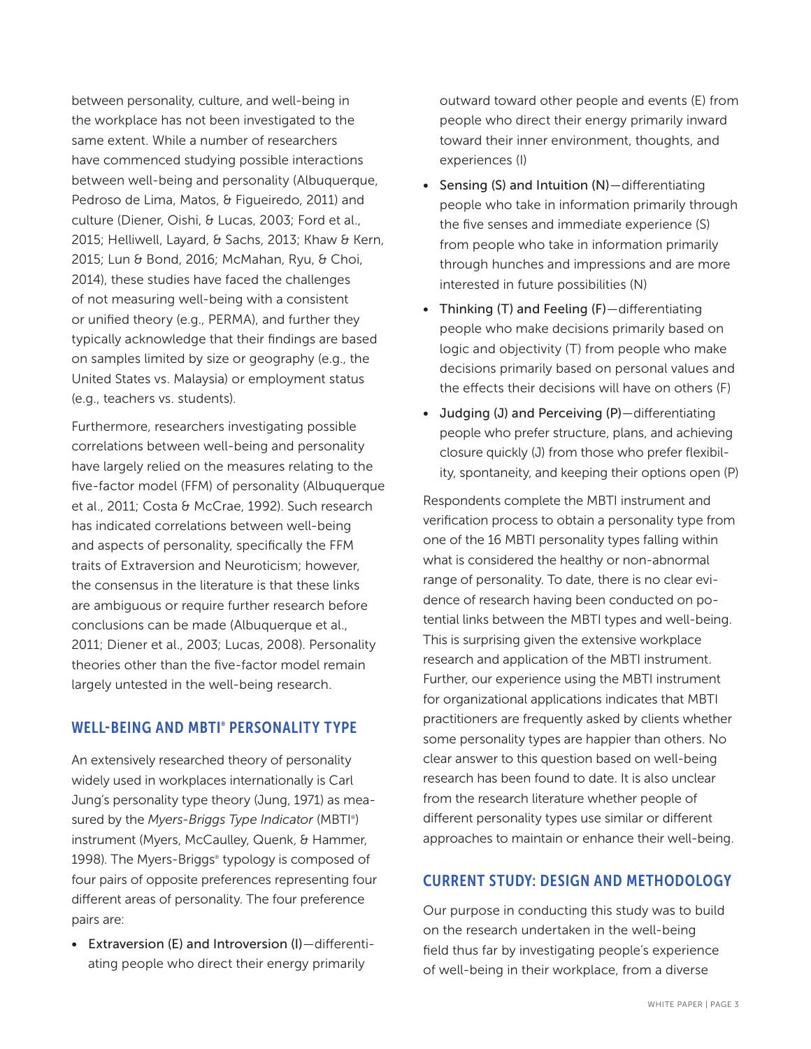between personality, culture, and well-being in the workplace has not been investigated to the same extent. While a number of researchers have commenced studying possible interactions between well-being and personality (Albuquerque, Pedroso de Lima, Matos, & Figueiredo, 2011) and culture (Diener, Oishi, & Lucas, 2003; Ford et al., 2015; Helliwell, Layard, & Sachs, 2013; Khaw & Kern, 2015; Lun & Bond, 2016; McMahan, Ryu, & Choi, 2014), these studies have faced the challenges of not measuring well-being with a consistent or unified theory (e.g., PERMA), and further they typically acknowledge that their findings are based on samples limited by size or geography (e.g., the United States vs. Malaysia) or employment status (e.g., teachers vs. students).

Furthermore, researchers investigating possible correlations between well-being and personality have largely relied on the measures relating to the five-factor model (FFM) of personality (Albuquerque et al., 2011; Costa & McCrae, 1992). Such research has indicated correlations between well-being and aspects of personality, specifically the FFM traits of Extraversion and Neuroticism; however, the consensus in the literature is that these links are ambiguous or require further research before conclusions can be made (Albuquerque et al., 2011; Diener et al., 2003; Lucas, 2008). Personality theories other than the five-factor model remain largely untested in the well-being research.

## WELL-BEING AND MBTI® PERSONALITY TYPE

An extensively researched theory of personality widely used in workplaces internationally is Carl Jung's personality type theory (Jung, 1971) as measured by the *Myers-Briggs Type Indicator* (MBTI®) instrument (Myers, McCaulley, Quenk, & Hammer, 1998). The Myers-Briggs® typology is composed of four pairs of opposite preferences representing four different areas of personality. The four preference pairs are:

- Extraversion (E) and Introversion (I)—differentiating people who direct their energy primarily outward toward other people and events (E) from people who direct their energy primarily inward toward their inner environment, thoughts, and experiences (I)
- Sensing (S) and Intuition (N)—differentiating people who take in information primarily through the five senses and immediate experience (S) from people who take in information primarily through hunches and impressions and are more interested in future possibilities (N)
- Thinking (T) and Feeling (F)—differentiating people who make decisions primarily based on logic and objectivity (T) from people who make decisions primarily based on personal values and the effects their decisions will have on others (F)
- Judging (J) and Perceiving (P)—differentiating people who prefer structure, plans, and achieving closure quickly (J) from those who prefer flexibility, spontaneity, and keeping their options open (P)

Respondents complete the MBTI instrument and verification process to obtain a personality type from one of the 16 MBTI personality types falling within what is considered the healthy or non-abnormal range of personality. To date, there is no clear evidence of research having been conducted on potential links between the MBTI types and well-being. This is surprising given the extensive workplace research and application of the MBTI instrument. Further, our experience using the MBTI instrument for organizational applications indicates that MBTI practitioners are frequently asked by clients whether some personality types are happier than others. No clear answer to this question based on well-being research has been found to date. It is also unclear from the research literature whether people of different personality types use similar or different approaches to maintain or enhance their well-being.

## CURRENT STUDY: DESIGN AND METHODOLOGY

Our purpose in conducting this study was to build on the research undertaken in the well-being field thus far by investigating people's experience of well-being in their workplace, from a diverse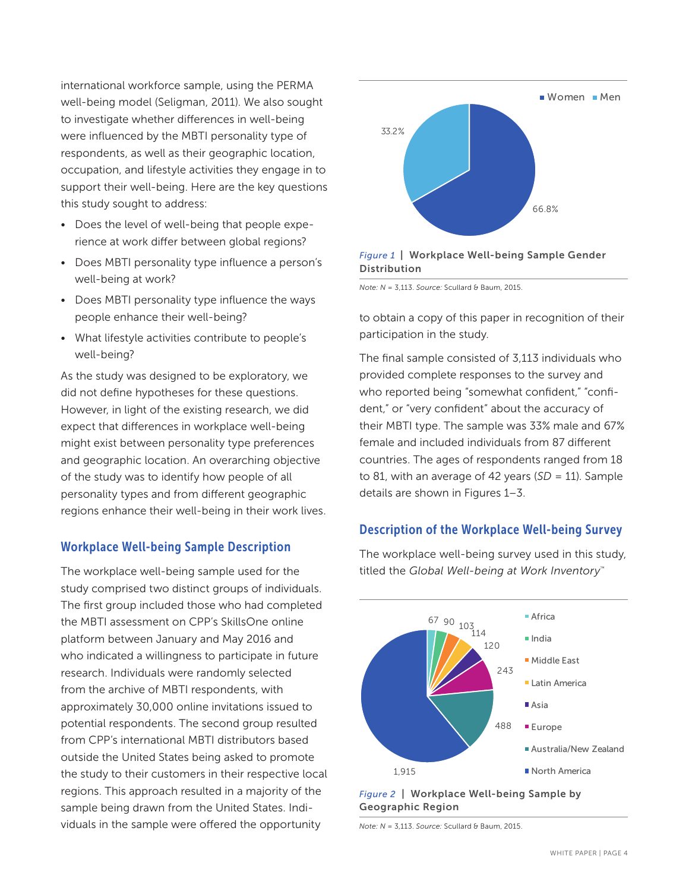international workforce sample, using the PERMA well-being model (Seligman, 2011). We also sought to investigate whether differences in well-being were influenced by the MBTI personality type of respondents, as well as their geographic location, occupation, and lifestyle activities they engage in to support their well-being. Here are the key questions this study sought to address:

- Does the level of well-being that people experience at work differ between global regions?
- Does MBTI personality type influence a person's well-being at work?
- Does MBTI personality type influence the ways people enhance their well-being?
- What lifestyle activities contribute to people's well-being?

As the study was designed to be exploratory, we did not define hypotheses for these questions. However, in light of the existing research, we did expect that differences in workplace well-being might exist between personality type preferences and geographic location. An overarching objective of the study was to identify how people of all personality types and from different geographic regions enhance their well-being in their work lives.

## Workplace Well-being Sample Description

The workplace well-being sample used for the study comprised two distinct groups of individuals. The first group included those who had completed the MBTI assessment on CPP's SkillsOne online platform between January and May 2016 and who indicated a willingness to participate in future research. Individuals were randomly selected from the archive of MBTI respondents, with approximately 30,000 online invitations issued to potential respondents. The second group resulted from CPP's international MBTI distributors based outside the United States being asked to promote the study to their customers in their respective local regions. This approach resulted in a majority of the sample being drawn from the United States. Individuals in the sample were offered the opportunity to obtain a copy of this paper in recognition of their participation in the study.

Women 66.8%, Men 33.2%

*Figure 1* | **Workplace Well-being Sample Gender Distribution**

*Note: N* = 3,113. *Source:* Scullard & Baum, 2015.

The final sample consisted of 3,113 individuals who provided complete responses to the survey and who reported being "somewhat confident," "confident," or "very confident" about the accuracy of their MBTI type. The sample was 33% male and 67% female and included individuals from 87 different countries. The ages of respondents ranged from 18 to 81, with an average of 42 years (*SD* = 11). Sample details are shown in Figures 1–3.

## Description of the Workplace Well-being Survey

The workplace well-being survey used in this study, titled the *Global Well-being at Work Inventory*™

Africa 67, India 90, Middle East 103, Latin America 114, Asia 120, Europe 243, Australia/New Zealand 488, North America 1,915

*Figure 2* | **Workplace Well-being Sample by Geographic Region**

*Note: N* = 3,113. *Source:* Scullard & Baum, 2015.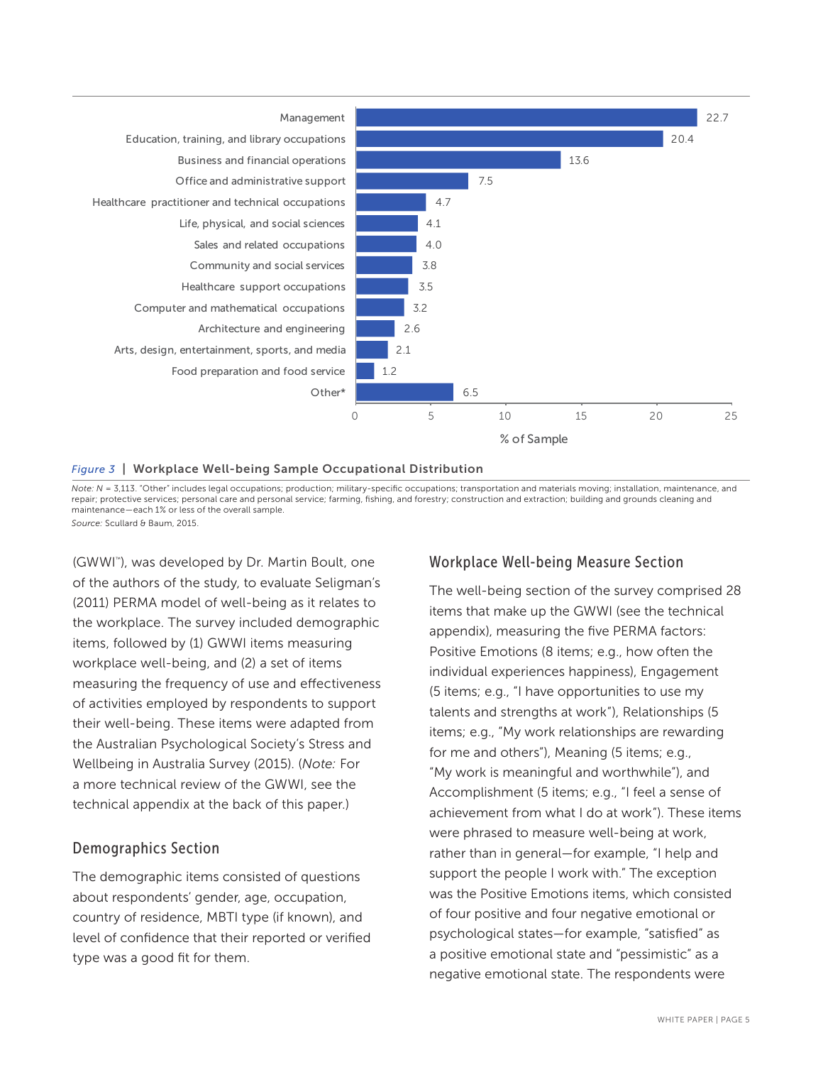| Occupation | % of Sample |
| --- | --- |
| Management | 22.7 |
| Education, training, and library occupations | 20.4 |
| Business and financial operations | 13.6 |
| Office and administrative support | 7.5 |
| Healthcare practitioner and technical occupations | 4.7 |
| Life, physical, and social sciences | 4.1 |
| Sales and related occupations | 4.0 |
| Community and social services | 3.8 |
| Healthcare support occupations | 3.5 |
| Computer and mathematical occupations | 3.2 |
| Architecture and engineering | 2.6 |
| Arts, design, entertainment, sports, and media | 2.1 |
| Food preparation and food service | 1.2 |
| Other* | 6.5 |

*Figure 3* | **Workplace Well-being Sample Occupational Distribution**

*Note:* N = 3,113. "Other" includes legal occupations; production; military-specific occupations; transportation and materials moving; installation, maintenance, and repair; protective services; personal care and personal service; farming, fishing, and forestry; construction and extraction; building and grounds cleaning and maintenance—each 1% or less of the overall sample.

*Source:* Scullard & Baum, 2015.

(GWWI™), was developed by Dr. Martin Boult, one of the authors of the study, to evaluate Seligman's (2011) PERMA model of well-being as it relates to the workplace. The survey included demographic items, followed by (1) GWWI items measuring workplace well-being, and (2) a set of items measuring the frequency of use and effectiveness of activities employed by respondents to support their well-being. These items were adapted from the Australian Psychological Society's Stress and Wellbeing in Australia Survey (2015). (*Note:* For a more technical review of the GWWI, see the technical appendix at the back of this paper.)

## Demographics Section

The demographic items consisted of questions about respondents' gender, age, occupation, country of residence, MBTI type (if known), and level of confidence that their reported or verified type was a good fit for them.

## Workplace Well-being Measure Section

The well-being section of the survey comprised 28 items that make up the GWWI (see the technical appendix), measuring the five PERMA factors: Positive Emotions (8 items; e.g., how often the individual experiences happiness), Engagement (5 items; e.g., "I have opportunities to use my talents and strengths at work"), Relationships (5 items; e.g., "My work relationships are rewarding for me and others"), Meaning (5 items; e.g., "My work is meaningful and worthwhile"), and Accomplishment (5 items; e.g., "I feel a sense of achievement from what I do at work"). These items were phrased to measure well-being at work, rather than in general—for example, "I help and support the people I work with." The exception was the Positive Emotions items, which consisted of four positive and four negative emotional or psychological states—for example, "satisfied" as a positive emotional state and "pessimistic" as a negative emotional state. The respondents were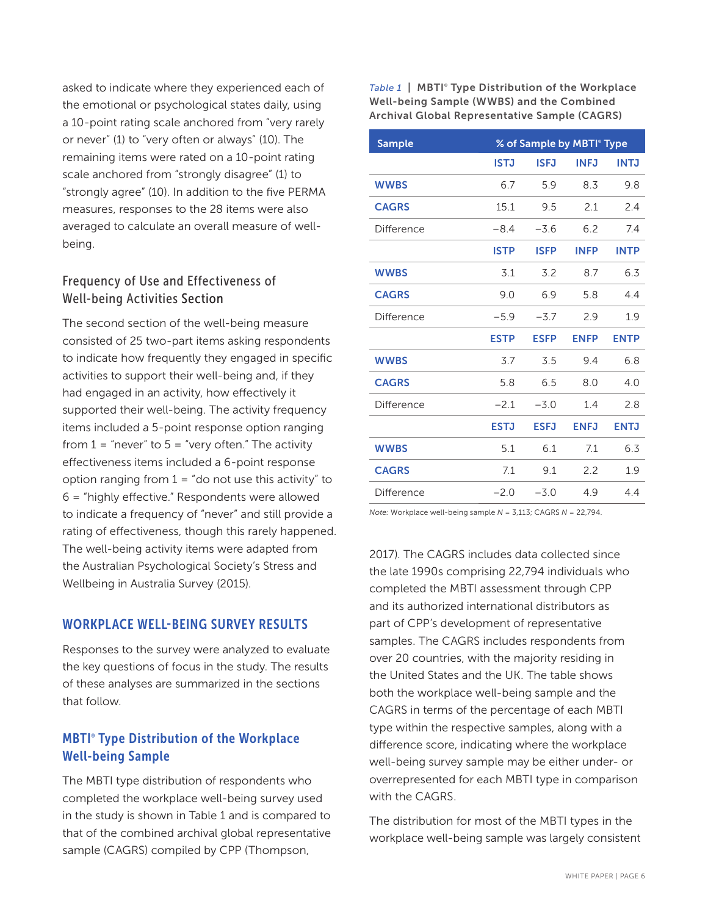asked to indicate where they experienced each of the emotional or psychological states daily, using a 10-point rating scale anchored from "very rarely or never" (1) to "very often or always" (10). The remaining items were rated on a 10-point rating scale anchored from "strongly disagree" (1) to "strongly agree" (10). In addition to the five PERMA measures, responses to the 28 items were also averaged to calculate an overall measure of well-being.

### Frequency of Use and Effectiveness of Well-being Activities Section

The second section of the well-being measure consisted of 25 two-part items asking respondents to indicate how frequently they engaged in specific activities to support their well-being and, if they had engaged in an activity, how effectively it supported their well-being. The activity frequency items included a 5-point response option ranging from 1 = "never" to 5 = "very often." The activity effectiveness items included a 6-point response option ranging from 1 = "do not use this activity" to 6 = "highly effective." Respondents were allowed to indicate a frequency of "never" and still provide a rating of effectiveness, though this rarely happened. The well-being activity items were adapted from the Australian Psychological Society's Stress and Wellbeing in Australia Survey (2015).

## WORKPLACE WELL-BEING SURVEY RESULTS

Responses to the survey were analyzed to evaluate the key questions of focus in the study. The results of these analyses are summarized in the sections that follow.

### MBTI® Type Distribution of the Workplace Well-being Sample

The MBTI type distribution of respondents who completed the workplace well-being survey used in the study is shown in Table 1 and is compared to that of the combined archival global representative sample (CAGRS) compiled by CPP (Thompson, 2017). The CAGRS includes data collected since the late 1990s comprising 22,794 individuals who completed the MBTI assessment through CPP and its authorized international distributors as part of CPP's development of representative samples. The CAGRS includes respondents from over 20 countries, with the majority residing in the United States and the UK. The table shows both the workplace well-being sample and the CAGRS in terms of the percentage of each MBTI type within the respective samples, along with a difference score, indicating where the workplace well-being survey sample may be either under- or overrepresented for each MBTI type in comparison with the CAGRS.

*Table 1* | **MBTI® Type Distribution of the Workplace Well-being Sample (WWBS) and the Combined Archival Global Representative Sample (CAGRS)**

| Sample | % of Sample by MBTI® Type | | | |
|---|---|---|---|---|
| | ISTJ | ISFJ | INFJ | INTJ |
| WWBS | 6.7 | 5.9 | 8.3 | 9.8 |
| CAGRS | 15.1 | 9.5 | 2.1 | 2.4 |
| Difference | −8.4 | −3.6 | 6.2 | 7.4 |
| | ISTP | ISFP | INFP | INTP |
| WWBS | 3.1 | 3.2 | 8.7 | 6.3 |
| CAGRS | 9.0 | 6.9 | 5.8 | 4.4 |
| Difference | −5.9 | −3.7 | 2.9 | 1.9 |
| | ESTP | ESFP | ENFP | ENTP |
| WWBS | 3.7 | 3.5 | 9.4 | 6.8 |
| CAGRS | 5.8 | 6.5 | 8.0 | 4.0 |
| Difference | −2.1 | −3.0 | 1.4 | 2.8 |
| | ESTJ | ESFJ | ENFJ | ENTJ |
| WWBS | 5.1 | 6.1 | 7.1 | 6.3 |
| CAGRS | 7.1 | 9.1 | 2.2 | 1.9 |
| Difference | −2.0 | −3.0 | 4.9 | 4.4 |

*Note:* Workplace well-being sample *N* = 3,113; CAGRS *N* = 22,794.

The distribution for most of the MBTI types in the workplace well-being sample was largely consistent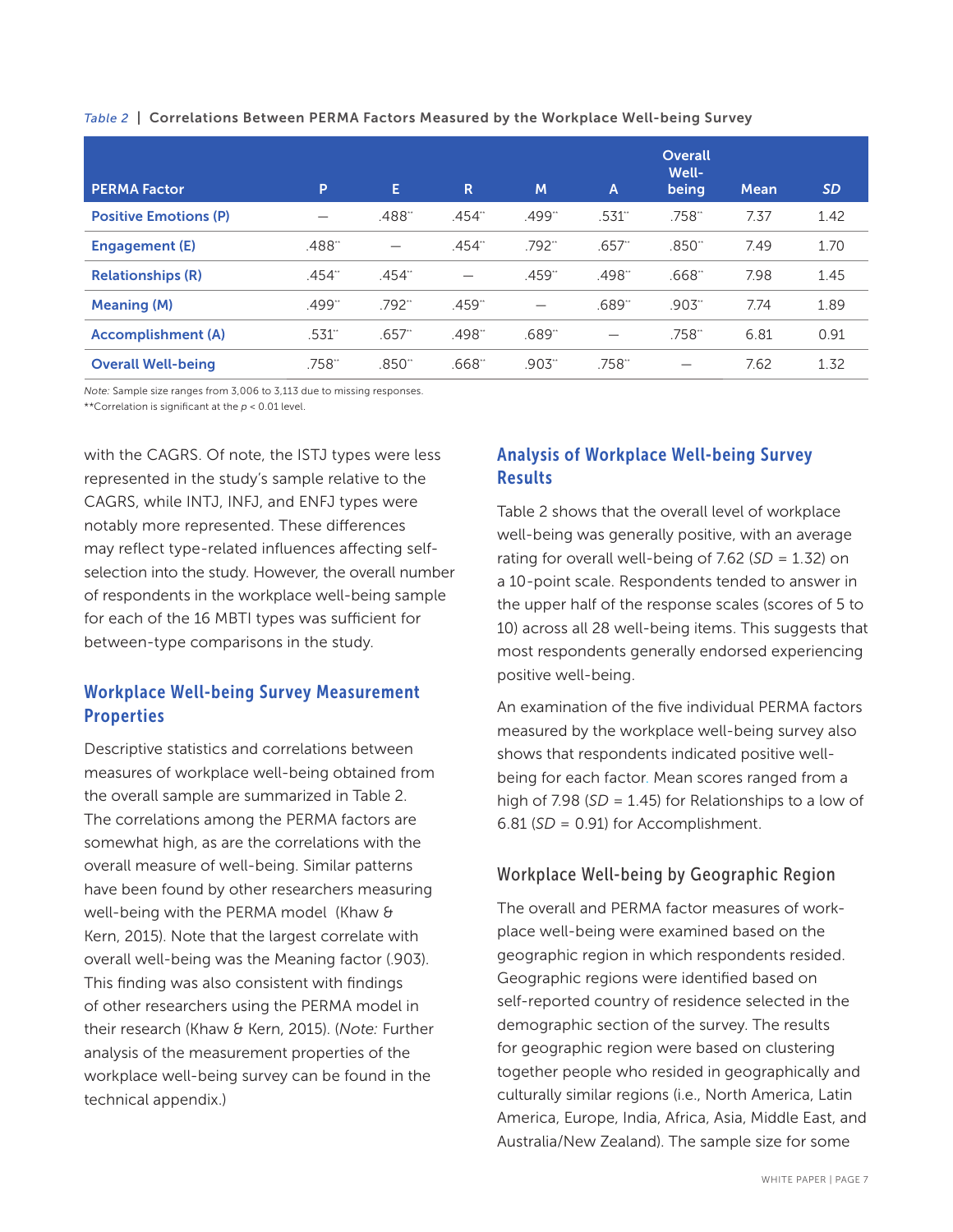*Table 2* | **Correlations Between PERMA Factors Measured by the Workplace Well-being Survey**

| PERMA Factor | P | E | R | M | A | Overall Well-being | Mean | SD |
|---|---|---|---|---|---|---|---|---|
| Positive Emotions (P) | — | .488** | .454** | .499** | .531** | .758** | 7.37 | 1.42 |
| Engagement (E) | .488** | — | .454** | .792** | .657** | .850** | 7.49 | 1.70 |
| Relationships (R) | .454** | .454** | — | .459** | .498** | .668** | 7.98 | 1.45 |
| Meaning (M) | .499** | .792** | .459** | — | .689** | .903** | 7.74 | 1.89 |
| Accomplishment (A) | .531** | .657** | .498** | .689** | — | .758** | 6.81 | 0.91 |
| Overall Well-being | .758** | .850** | .668** | .903** | .758** | — | 7.62 | 1.32 |

*Note:* Sample size ranges from 3,006 to 3,113 due to missing responses.
**Correlation is significant at the $p < 0.01$ level.

with the CAGRS. Of note, the ISTJ types were less represented in the study's sample relative to the CAGRS, while INTJ, INFJ, and ENFJ types were notably more represented. These differences may reflect type-related influences affecting self-selection into the study. However, the overall number of respondents in the workplace well-being sample for each of the 16 MBTI types was sufficient for between-type comparisons in the study.

## Workplace Well-being Survey Measurement Properties

Descriptive statistics and correlations between measures of workplace well-being obtained from the overall sample are summarized in Table 2. The correlations among the PERMA factors are somewhat high, as are the correlations with the overall measure of well-being. Similar patterns have been found by other researchers measuring well-being with the PERMA model (Khaw & Kern, 2015). Note that the largest correlate with overall well-being was the Meaning factor (.903). This finding was also consistent with findings of other researchers using the PERMA model in their research (Khaw & Kern, 2015). (*Note:* Further analysis of the measurement properties of the workplace well-being survey can be found in the technical appendix.)

## Analysis of Workplace Well-being Survey Results

Table 2 shows that the overall level of workplace well-being was generally positive, with an average rating for overall well-being of 7.62 (*SD* = 1.32) on a 10-point scale. Respondents tended to answer in the upper half of the response scales (scores of 5 to 10) across all 28 well-being items. This suggests that most respondents generally endorsed experiencing positive well-being.

An examination of the five individual PERMA factors measured by the workplace well-being survey also shows that respondents indicated positive well-being for each factor. Mean scores ranged from a high of 7.98 (*SD* = 1.45) for Relationships to a low of 6.81 (*SD* = 0.91) for Accomplishment.

### Workplace Well-being by Geographic Region

The overall and PERMA factor measures of workplace well-being were examined based on the geographic region in which respondents resided. Geographic regions were identified based on self-reported country of residence selected in the demographic section of the survey. The results for geographic region were based on clustering together people who resided in geographically and culturally similar regions (i.e., North America, Latin America, Europe, India, Africa, Asia, Middle East, and Australia/New Zealand). The sample size for some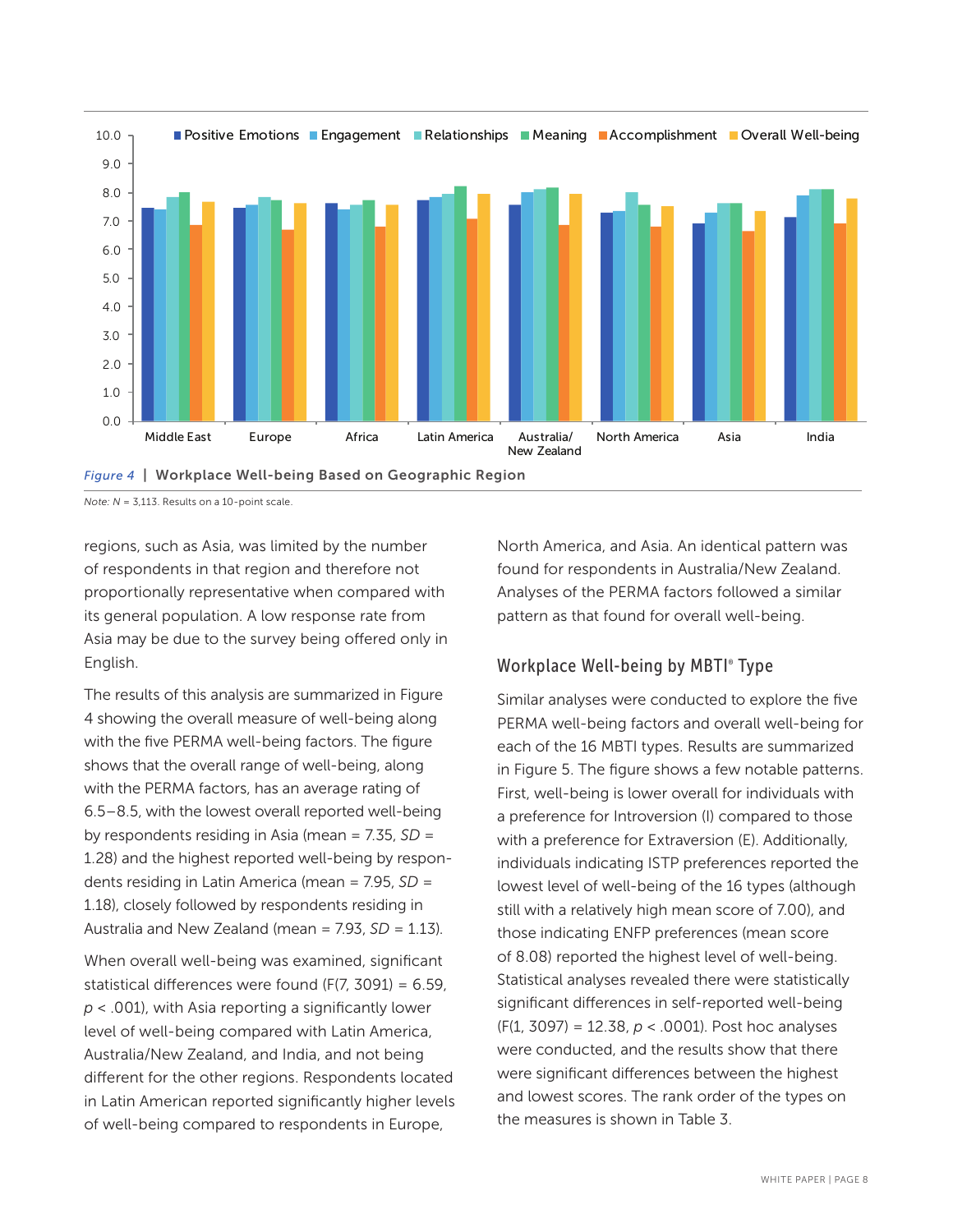*Figure 4* | **Workplace Well-being Based on Geographic Region**

*Note: N* = 3,113. Results on a 10-point scale.

regions, such as Asia, was limited by the number of respondents in that region and therefore not proportionally representative when compared with its general population. A low response rate from Asia may be due to the survey being offered only in English.

The results of this analysis are summarized in Figure 4 showing the overall measure of well-being along with the five PERMA well-being factors. The figure shows that the overall range of well-being, along with the PERMA factors, has an average rating of 6.5–8.5, with the lowest overall reported well-being by respondents residing in Asia (mean = 7.35, *SD* = 1.28) and the highest reported well-being by respondents residing in Latin America (mean = 7.95, *SD* = 1.18), closely followed by respondents residing in Australia and New Zealand (mean = 7.93, *SD* = 1.13).

When overall well-being was examined, significant statistical differences were found ($F(7, 3091) = 6.59$, $p < .001$), with Asia reporting a significantly lower level of well-being compared with Latin America, Australia/New Zealand, and India, and not being different for the other regions. Respondents located in Latin American reported significantly higher levels of well-being compared to respondents in Europe, North America, and Asia. An identical pattern was found for respondents in Australia/New Zealand. Analyses of the PERMA factors followed a similar pattern as that found for overall well-being.

## Workplace Well-being by MBTI® Type

Similar analyses were conducted to explore the five PERMA well-being factors and overall well-being for each of the 16 MBTI types. Results are summarized in Figure 5. The figure shows a few notable patterns. First, well-being is lower overall for individuals with a preference for Introversion (I) compared to those with a preference for Extraversion (E). Additionally, individuals indicating ISTP preferences reported the lowest level of well-being of the 16 types (although still with a relatively high mean score of 7.00), and those indicating ENFP preferences (mean score of 8.08) reported the highest level of well-being. Statistical analyses revealed there were statistically significant differences in self-reported well-being ($F(1, 3097) = 12.38$, $p < .0001$). Post hoc analyses were conducted, and the results show that there were significant differences between the highest and lowest scores. The rank order of the types on the measures is shown in Table 3.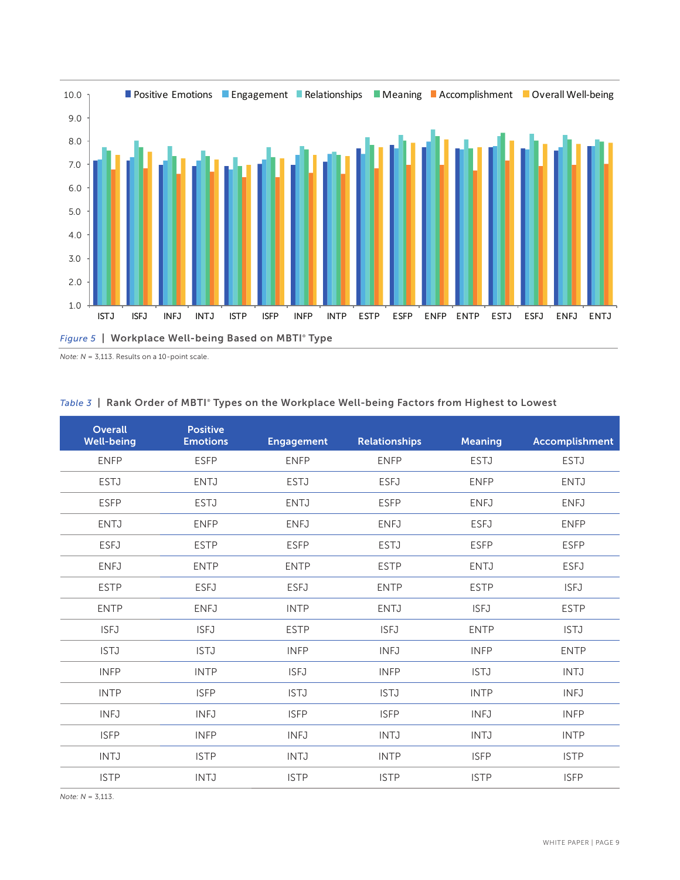*Figure 5* | Workplace Well-being Based on MBTI® Type

*Note: N* = 3,113. Results on a 10-point scale.

*Table 3* | Rank Order of MBTI® Types on the Workplace Well-being Factors from Highest to Lowest

| Overall Well-being | Positive Emotions | Engagement | Relationships | Meaning | Accomplishment |
|---|---|---|---|---|---|
| ENFP | ESFP | ENFP | ENFP | ESTJ | ESTJ |
| ESTJ | ENTJ | ESTJ | ESFJ | ENFP | ENTJ |
| ESFP | ESTJ | ENTJ | ESFP | ENFJ | ENFJ |
| ENTJ | ENFP | ENFJ | ENFJ | ESFJ | ENFP |
| ESFJ | ESTP | ESFP | ESTJ | ESFP | ESFP |
| ENFJ | ENTP | ENTP | ESTP | ENTJ | ESFJ |
| ESTP | ESFJ | ESFJ | ENTP | ESTP | ISFJ |
| ENTP | ENFJ | INTP | ENTJ | ISFJ | ESTP |
| ISFJ | ISFJ | ESTP | ISFJ | ENTP | ISTJ |
| ISTJ | ISTJ | INFP | INFJ | INFP | ENTP |
| INFP | INTP | ISFJ | INFP | ISTJ | INTJ |
| INTP | ISFP | ISTJ | ISTJ | INTP | INFJ |
| INFJ | INFJ | ISFP | ISFP | INFJ | INFP |
| ISFP | INFP | INFJ | INTJ | INTJ | INTP |
| INTJ | ISTP | INTJ | INTP | ISFP | ISTP |
| ISTP | INTJ | ISTP | ISTP | ISTP | ISFP |

*Note: N* = 3,113.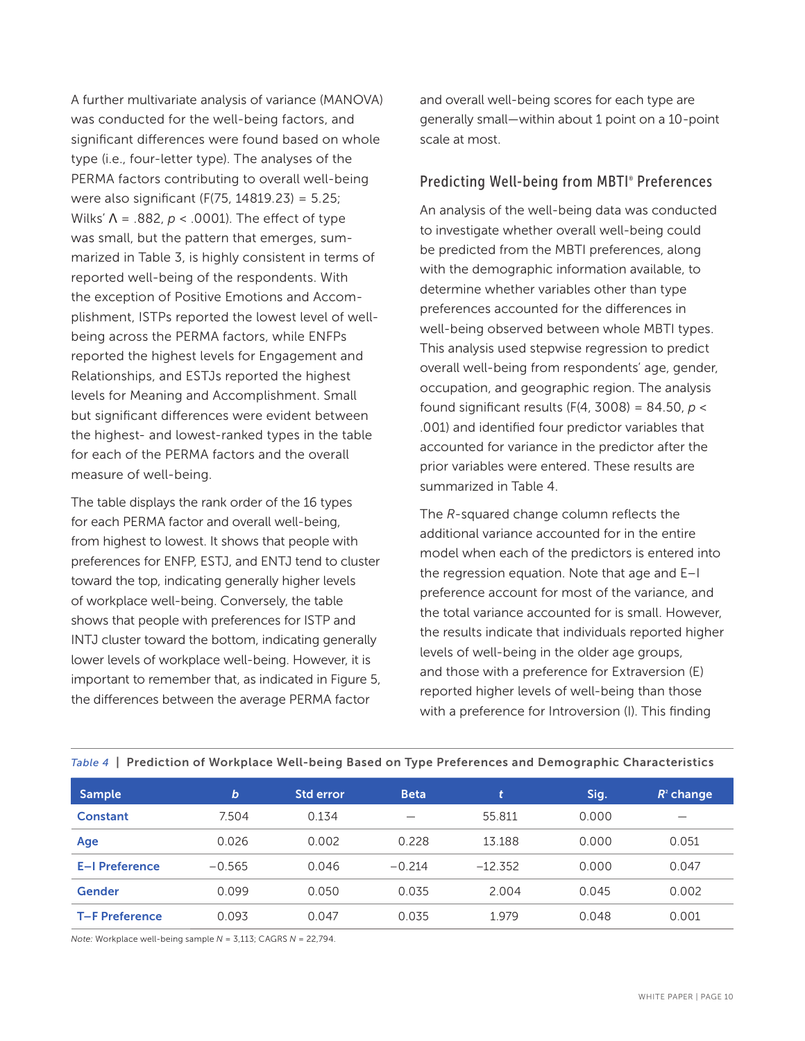A further multivariate analysis of variance (MANOVA) was conducted for the well-being factors, and significant differences were found based on whole type (i.e., four-letter type). The analyses of the PERMA factors contributing to overall well-being were also significant ($F(75, 14819.23) = 5.25$; Wilks' $\Lambda = .882$, $p < .0001$). The effect of type was small, but the pattern that emerges, summarized in Table 3, is highly consistent in terms of reported well-being of the respondents. With the exception of Positive Emotions and Accomplishment, ISTPs reported the lowest level of well-being across the PERMA factors, while ENFPs reported the highest levels for Engagement and Relationships, and ESTJs reported the highest levels for Meaning and Accomplishment. Small but significant differences were evident between the highest- and lowest-ranked types in the table for each of the PERMA factors and the overall measure of well-being.

The table displays the rank order of the 16 types for each PERMA factor and overall well-being, from highest to lowest. It shows that people with preferences for ENFP, ESTJ, and ENTJ tend to cluster toward the top, indicating generally higher levels of workplace well-being. Conversely, the table shows that people with preferences for ISTP and INTJ cluster toward the bottom, indicating generally lower levels of workplace well-being. However, it is important to remember that, as indicated in Figure 5, the differences between the average PERMA factor and overall well-being scores for each type are generally small—within about 1 point on a 10-point scale at most.

## Predicting Well-being from MBTI® Preferences

An analysis of the well-being data was conducted to investigate whether overall well-being could be predicted from the MBTI preferences, along with the demographic information available, to determine whether variables other than type preferences accounted for the differences in well-being observed between whole MBTI types. This analysis used stepwise regression to predict overall well-being from respondents' age, gender, occupation, and geographic region. The analysis found significant results ($F(4, 3008) = 84.50$, $p < .001$) and identified four predictor variables that accounted for variance in the predictor after the prior variables were entered. These results are summarized in Table 4.

The *R*-squared change column reflects the additional variance accounted for in the entire model when each of the predictors is entered into the regression equation. Note that age and E–I preference account for most of the variance, and the total variance accounted for is small. However, the results indicate that individuals reported higher levels of well-being in the older age groups, and those with a preference for Extraversion (E) reported higher levels of well-being than those with a preference for Introversion (I). This finding

*Table 4* | **Prediction of Workplace Well-being Based on Type Preferences and Demographic Characteristics**

| Sample | *b* | Std error | Beta | *t* | Sig. | $R^2$ change |
|---|---|---|---|---|---|---|
| Constant | 7.504 | 0.134 | — | 55.811 | 0.000 | — |
| Age | 0.026 | 0.002 | 0.228 | 13.188 | 0.000 | 0.051 |
| E–I Preference | −0.565 | 0.046 | −0.214 | −12.352 | 0.000 | 0.047 |
| Gender | 0.099 | 0.050 | 0.035 | 2.004 | 0.045 | 0.002 |
| T–F Preference | 0.093 | 0.047 | 0.035 | 1.979 | 0.048 | 0.001 |

*Note:* Workplace well-being sample *N* = 3,113; CAGRS *N* = 22,794.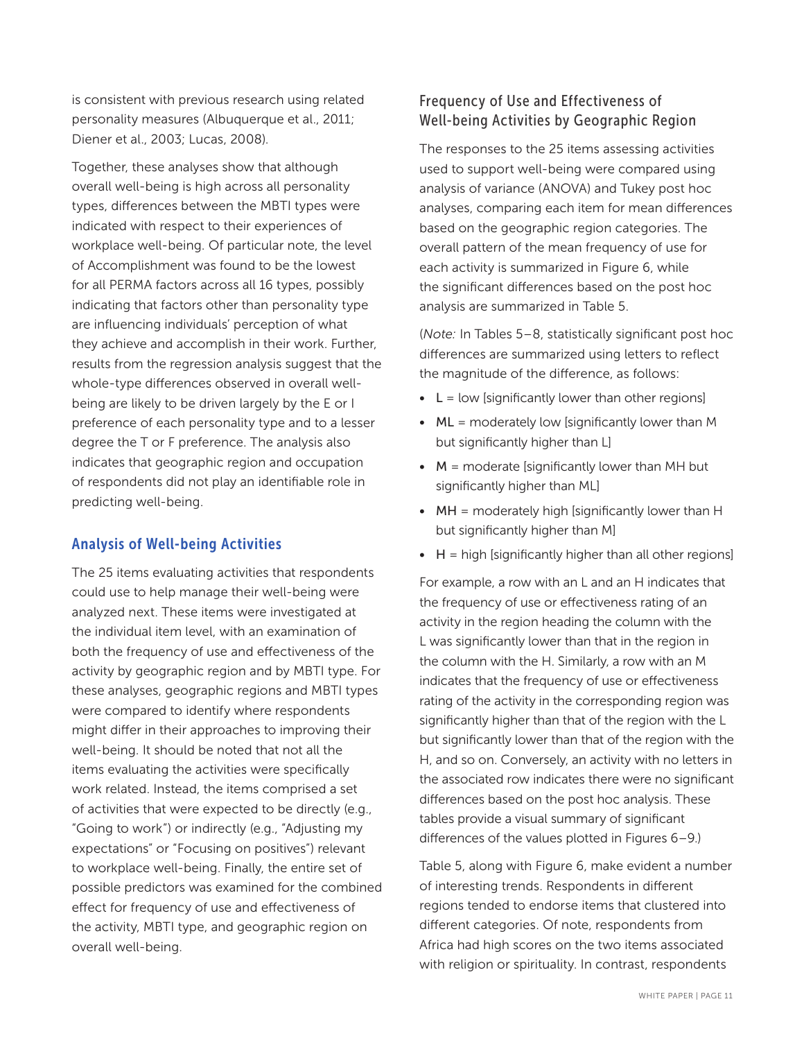is consistent with previous research using related personality measures (Albuquerque et al., 2011; Diener et al., 2003; Lucas, 2008).

Together, these analyses show that although overall well-being is high across all personality types, differences between the MBTI types were indicated with respect to their experiences of workplace well-being. Of particular note, the level of Accomplishment was found to be the lowest for all PERMA factors across all 16 types, possibly indicating that factors other than personality type are influencing individuals' perception of what they achieve and accomplish in their work. Further, results from the regression analysis suggest that the whole-type differences observed in overall well-being are likely to be driven largely by the E or I preference of each personality type and to a lesser degree the T or F preference. The analysis also indicates that geographic region and occupation of respondents did not play an identifiable role in predicting well-being.

## Analysis of Well-being Activities

The 25 items evaluating activities that respondents could use to help manage their well-being were analyzed next. These items were investigated at the individual item level, with an examination of both the frequency of use and effectiveness of the activity by geographic region and by MBTI type. For these analyses, geographic regions and MBTI types were compared to identify where respondents might differ in their approaches to improving their well-being. It should be noted that not all the items evaluating the activities were specifically work related. Instead, the items comprised a set of activities that were expected to be directly (e.g., "Going to work") or indirectly (e.g., "Adjusting my expectations" or "Focusing on positives") relevant to workplace well-being. Finally, the entire set of possible predictors was examined for the combined effect for frequency of use and effectiveness of the activity, MBTI type, and geographic region on overall well-being.

### Frequency of Use and Effectiveness of Well-being Activities by Geographic Region

The responses to the 25 items assessing activities used to support well-being were compared using analysis of variance (ANOVA) and Tukey post hoc analyses, comparing each item for mean differences based on the geographic region categories. The overall pattern of the mean frequency of use for each activity is summarized in Figure 6, while the significant differences based on the post hoc analysis are summarized in Table 5.

(*Note:* In Tables 5–8, statistically significant post hoc differences are summarized using letters to reflect the magnitude of the difference, as follows:

- L = low [significantly lower than other regions]
- ML = moderately low [significantly lower than M but significantly higher than L]
- M = moderate [significantly lower than MH but significantly higher than ML]
- MH = moderately high [significantly lower than H but significantly higher than M]
- H = high [significantly higher than all other regions]

For example, a row with an L and an H indicates that the frequency of use or effectiveness rating of an activity in the region heading the column with the L was significantly lower than that in the region in the column with the H. Similarly, a row with an M indicates that the frequency of use or effectiveness rating of the activity in the corresponding region was significantly higher than that of the region with the L but significantly lower than that of the region with the H, and so on. Conversely, an activity with no letters in the associated row indicates there were no significant differences based on the post hoc analysis. These tables provide a visual summary of significant differences of the values plotted in Figures 6–9.)

Table 5, along with Figure 6, make evident a number of interesting trends. Respondents in different regions tended to endorse items that clustered into different categories. Of note, respondents from Africa had high scores on the two items associated with religion or spirituality. In contrast, respondents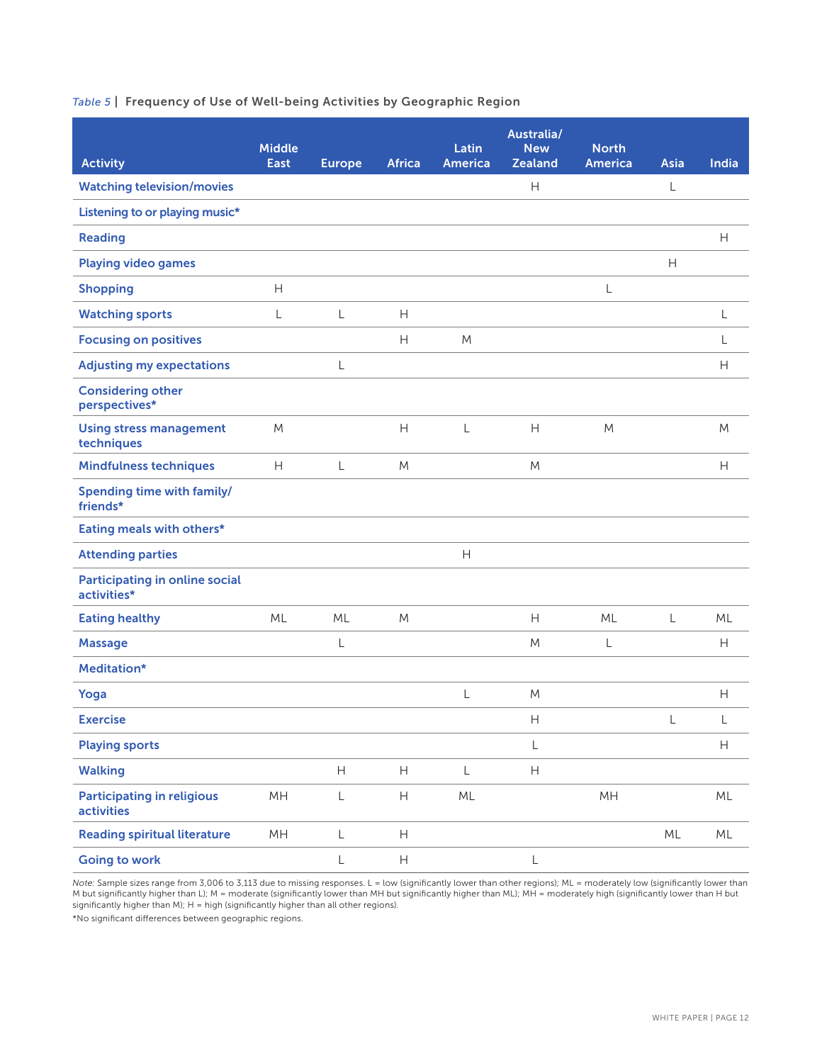*Table 5* | **Frequency of Use of Well-being Activities by Geographic Region**

| Activity | Middle East | Europe | Africa | Latin America | Australia/ New Zealand | North America | Asia | India |
|---|---|---|---|---|---|---|---|---|
| Watching television/movies | | | | | H | | L | |
| Listening to or playing music* | | | | | | | | |
| Reading | | | | | | | | H |
| Playing video games | | | | | | | H | |
| Shopping | H | | | | | L | | |
| Watching sports | L | L | H | | | | | L |
| Focusing on positives | | | H | M | | | | L |
| Adjusting my expectations | | L | | | | | | H |
| Considering other perspectives* | | | | | | | | |
| Using stress management techniques | M | | H | L | H | M | | M |
| Mindfulness techniques | H | L | M | | M | | | H |
| Spending time with family/ friends* | | | | | | | | |
| Eating meals with others* | | | | | | | | |
| Attending parties | | | | H | | | | |
| Participating in online social activities* | | | | | | | | |
| Eating healthy | ML | ML | M | | H | ML | L | ML |
| Massage | | L | | | M | L | | H |
| Meditation* | | | | | | | | |
| Yoga | | | | L | M | | | H |
| Exercise | | | | | H | | L | L |
| Playing sports | | | | | L | | | H |
| Walking | | H | H | L | H | | | |
| Participating in religious activities | MH | L | H | ML | | MH | | ML |
| Reading spiritual literature | MH | L | H | | | | ML | ML |
| Going to work | | L | H | | L | | | |

*Note:* Sample sizes range from 3,006 to 3,113 due to missing responses. L = low (significantly lower than other regions); ML = moderately low (significantly lower than M but significantly higher than L); M = moderate (significantly lower than MH but significantly higher than ML); MH = moderately high (significantly lower than H but significantly higher than M); H = high (significantly higher than all other regions).

*No significant differences between geographic regions.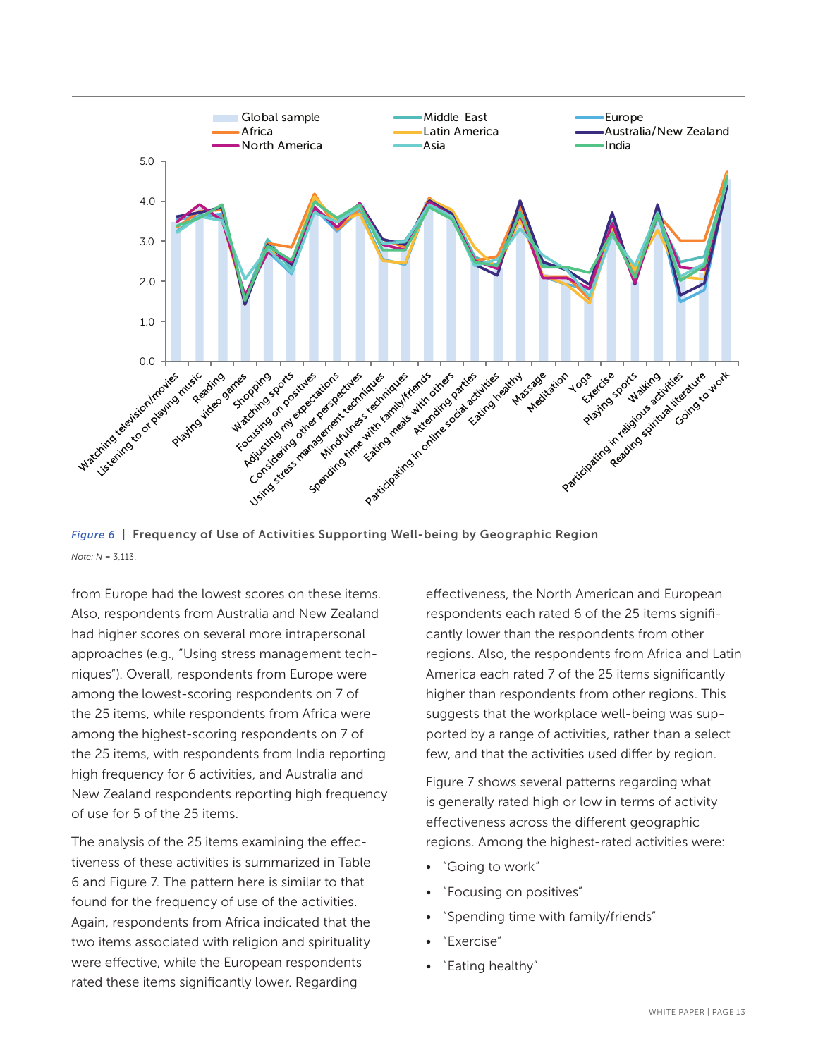Figure 6 | Frequency of Use of Activities Supporting Well-being by Geographic Region

*Note: N* = 3,113.

from Europe had the lowest scores on these items. Also, respondents from Australia and New Zealand had higher scores on several more intrapersonal approaches (e.g., "Using stress management techniques"). Overall, respondents from Europe were among the lowest-scoring respondents on 7 of the 25 items, while respondents from Africa were among the highest-scoring respondents on 7 of the 25 items, with respondents from India reporting high frequency for 6 activities, and Australia and New Zealand respondents reporting high frequency of use for 5 of the 25 items.

The analysis of the 25 items examining the effectiveness of these activities is summarized in Table 6 and Figure 7. The pattern here is similar to that found for the frequency of use of the activities. Again, respondents from Africa indicated that the two items associated with religion and spirituality were effective, while the European respondents rated these items significantly lower. Regarding effectiveness, the North American and European respondents each rated 6 of the 25 items significantly lower than the respondents from other regions. Also, the respondents from Africa and Latin America each rated 7 of the 25 items significantly higher than respondents from other regions. This suggests that the workplace well-being was supported by a range of activities, rather than a select few, and that the activities used differ by region.

Figure 7 shows several patterns regarding what is generally rated high or low in terms of activity effectiveness across the different geographic regions. Among the highest-rated activities were:

- "Going to work"
- "Focusing on positives"
- "Spending time with family/friends"
- "Exercise"
- "Eating healthy"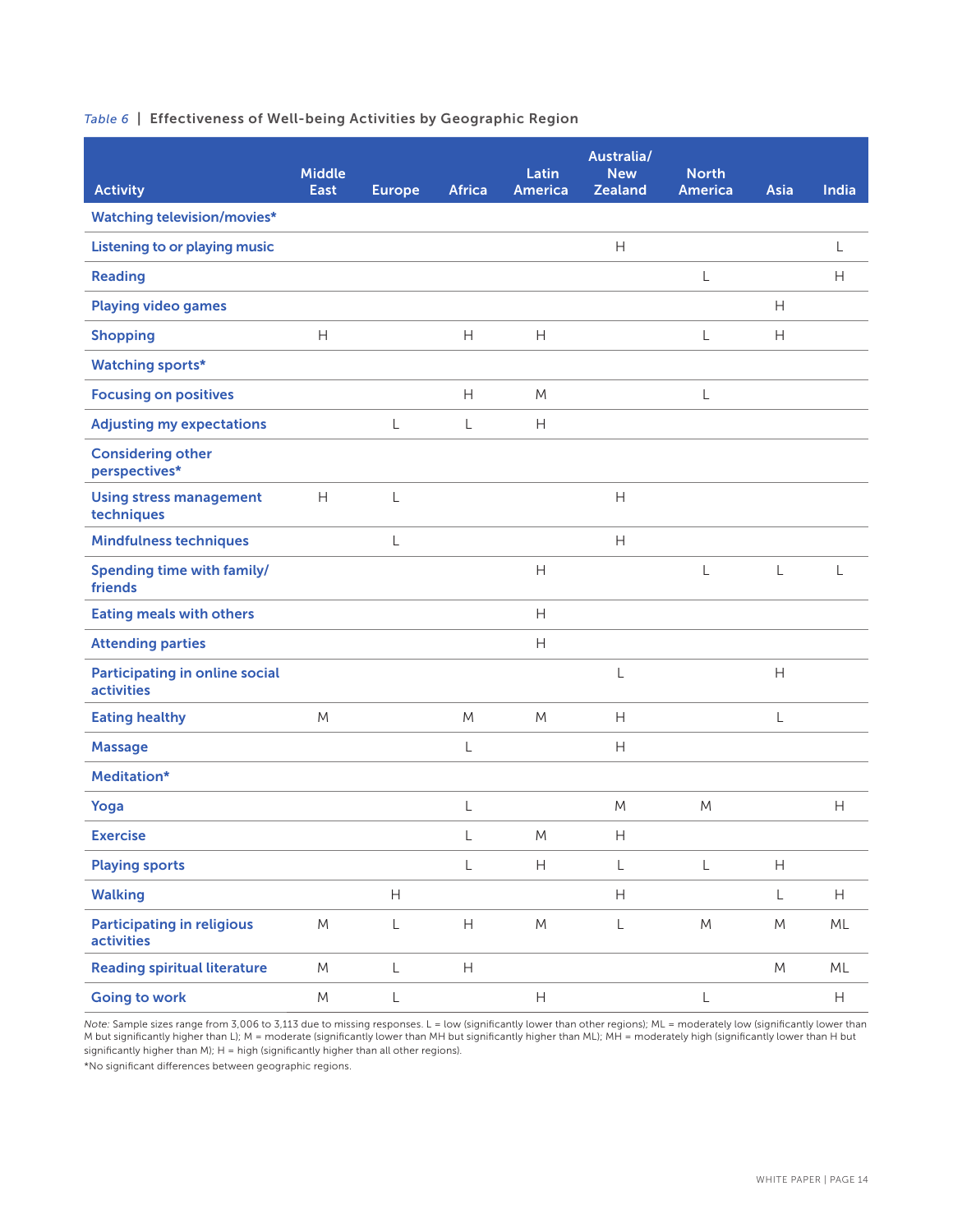*Table 6* | **Effectiveness of Well-being Activities by Geographic Region**

| Activity | Middle East | Europe | Africa | Latin America | Australia/ New Zealand | North America | Asia | India |
|---|---|---|---|---|---|---|---|---|
| Watching television/movies* | | | | | | | | |
| Listening to or playing music | | | | | H | | | L |
| Reading | | | | | | L | | H |
| Playing video games | | | | | | | H | |
| Shopping | H | | H | H | | L | H | |
| Watching sports* | | | | | | | | |
| Focusing on positives | | | H | M | | L | | |
| Adjusting my expectations | | L | L | H | | | | |
| Considering other perspectives* | | | | | | | | |
| Using stress management techniques | H | L | | | H | | | |
| Mindfulness techniques | | L | | | H | | | |
| Spending time with family/ friends | | | | H | | L | L | L |
| Eating meals with others | | | | H | | | | |
| Attending parties | | | | H | | | | |
| Participating in online social activities | | | | | L | | H | |
| Eating healthy | M | | M | M | H | | L | |
| Massage | | | L | | H | | | |
| Meditation* | | | | | | | | |
| Yoga | | | L | | M | M | | H |
| Exercise | | | L | M | H | | | |
| Playing sports | | | L | H | L | L | H | |
| Walking | | H | | | H | | L | H |
| Participating in religious activities | M | L | H | M | L | M | M | ML |
| Reading spiritual literature | M | L | H | | | | M | ML |
| Going to work | M | L | | H | | L | | H |

*Note:* Sample sizes range from 3,006 to 3,113 due to missing responses. L = low (significantly lower than other regions); ML = moderately low (significantly lower than M but significantly higher than L); M = moderate (significantly lower than MH but significantly higher than ML); MH = moderately high (significantly lower than H but significantly higher than M); H = high (significantly higher than all other regions).

*No significant differences between geographic regions.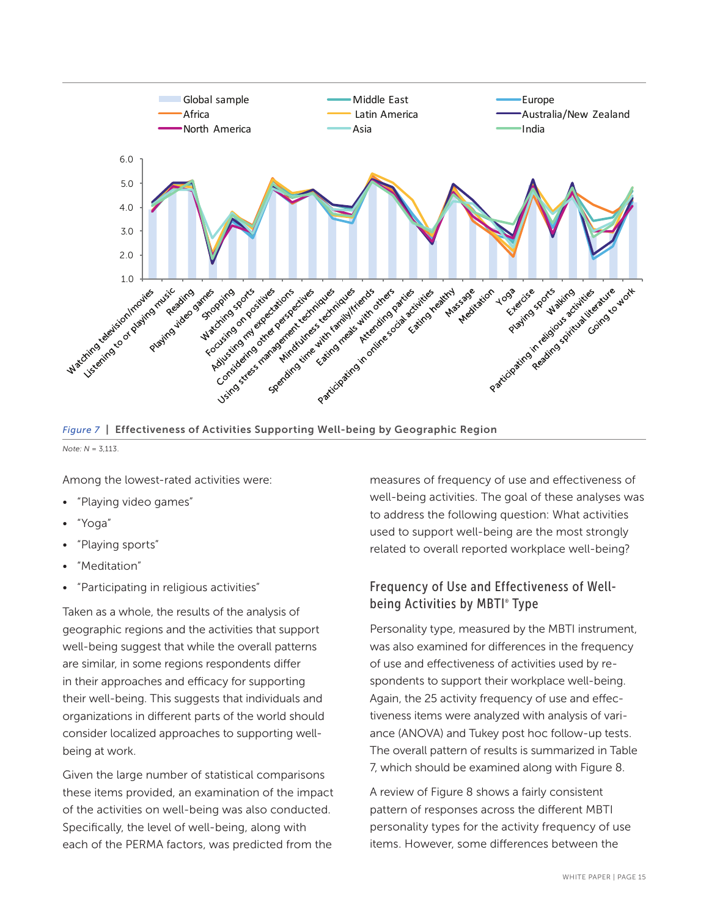*Figure 7* | **Effectiveness of Activities Supporting Well-being by Geographic Region**

*Note: N* = 3,113.

Among the lowest-rated activities were:

- "Playing video games"
- "Yoga"
- "Playing sports"
- "Meditation"
- "Participating in religious activities"

Taken as a whole, the results of the analysis of geographic regions and the activities that support well-being suggest that while the overall patterns are similar, in some regions respondents differ in their approaches and efficacy for supporting their well-being. This suggests that individuals and organizations in different parts of the world should consider localized approaches to supporting well-being at work.

Given the large number of statistical comparisons these items provided, an examination of the impact of the activities on well-being was also conducted. Specifically, the level of well-being, along with each of the PERMA factors, was predicted from the measures of frequency of use and effectiveness of well-being activities. The goal of these analyses was to address the following question: What activities used to support well-being are the most strongly related to overall reported workplace well-being?

## Frequency of Use and Effectiveness of Well-being Activities by MBTI® Type

Personality type, measured by the MBTI instrument, was also examined for differences in the frequency of use and effectiveness of activities used by respondents to support their workplace well-being. Again, the 25 activity frequency of use and effectiveness items were analyzed with analysis of variance (ANOVA) and Tukey post hoc follow-up tests. The overall pattern of results is summarized in Table 7, which should be examined along with Figure 8.

A review of Figure 8 shows a fairly consistent pattern of responses across the different MBTI personality types for the activity frequency of use items. However, some differences between the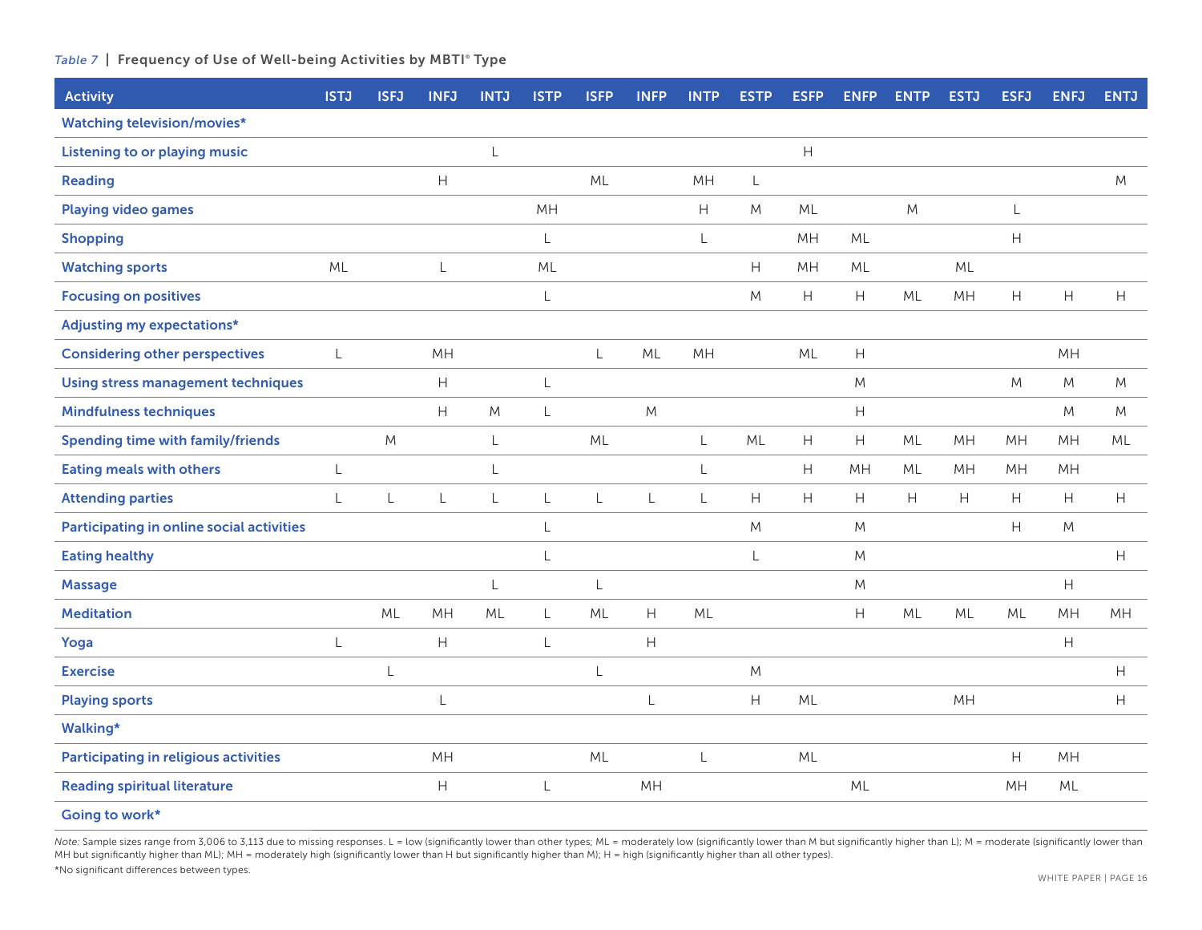*Table 7* | **Frequency of Use of Well-being Activities by MBTI® Type**

| Activity | ISTJ | ISFJ | INFJ | INTJ | ISTP | ISFP | INFP | INTP | ESTP | ESFP | ENFP | ENTP | ESTJ | ESFJ | ENFJ | ENTJ |
|---|---|---|---|---|---|---|---|---|---|---|---|---|---|---|---|---|
| Watching television/movies* | | | | | | | | | | | | | | | | |
| Listening to or playing music | | | | L | | | | | | H | | | | | | |
| Reading | | | H | | | ML | | MH | L | | | | | | | M |
| Playing video games | | | | | MH | | | H | M | ML | | M | | L | | |
| Shopping | | | | | L | | | L | | MH | ML | | | H | | |
| Watching sports | ML | | L | | ML | | | | H | MH | ML | | ML | | | |
| Focusing on positives | | | | | L | | | | M | H | H | ML | MH | H | H | H |
| Adjusting my expectations* | | | | | | | | | | | | | | | | |
| Considering other perspectives | L | | MH | | | L | ML | MH | | ML | H | | | | MH | |
| Using stress management techniques | | | H | | L | | | | | | M | | | M | M | M |
| Mindfulness techniques | | | H | M | L | | M | | | | H | | | | M | M |
| Spending time with family/friends | | M | | L | | ML | | L | ML | H | H | ML | MH | MH | MH | ML |
| Eating meals with others | L | | | L | | | | L | | H | MH | ML | MH | MH | MH | |
| Attending parties | L | L | L | L | L | L | L | L | H | H | H | H | H | H | H | H |
| Participating in online social activities | | | | | L | | | | M | | M | | | H | M | |
| Eating healthy | | | | | L | | | | L | | M | | | | | H |
| Massage | | | | L | | L | | | | | M | | | | H | |
| Meditation | | ML | MH | ML | L | ML | H | ML | | | H | ML | ML | ML | MH | MH |
| Yoga | L | | H | | L | | H | | | | | | | | H | |
| Exercise | | L | | | | L | | | M | | | | | | | H |
| Playing sports | | | L | | | | L | | H | ML | | | MH | | | H |
| Walking* | | | | | | | | | | | | | | | | |
| Participating in religious activities | | | MH | | | ML | | L | | ML | | | | H | MH | |
| Reading spiritual literature | | | H | | L | | MH | | | | ML | | | MH | ML | |
| Going to work* | | | | | | | | | | | | | | | | |

*Note:* Sample sizes range from 3,006 to 3,113 due to missing responses. L = low (significantly lower than other types; ML = moderately low (significantly lower than M but significantly higher than L); M = moderate (significantly lower than MH but significantly higher than ML); MH = moderately high (significantly lower than H but significantly higher than M); H = high (significantly higher than all other types).

*No significant differences between types.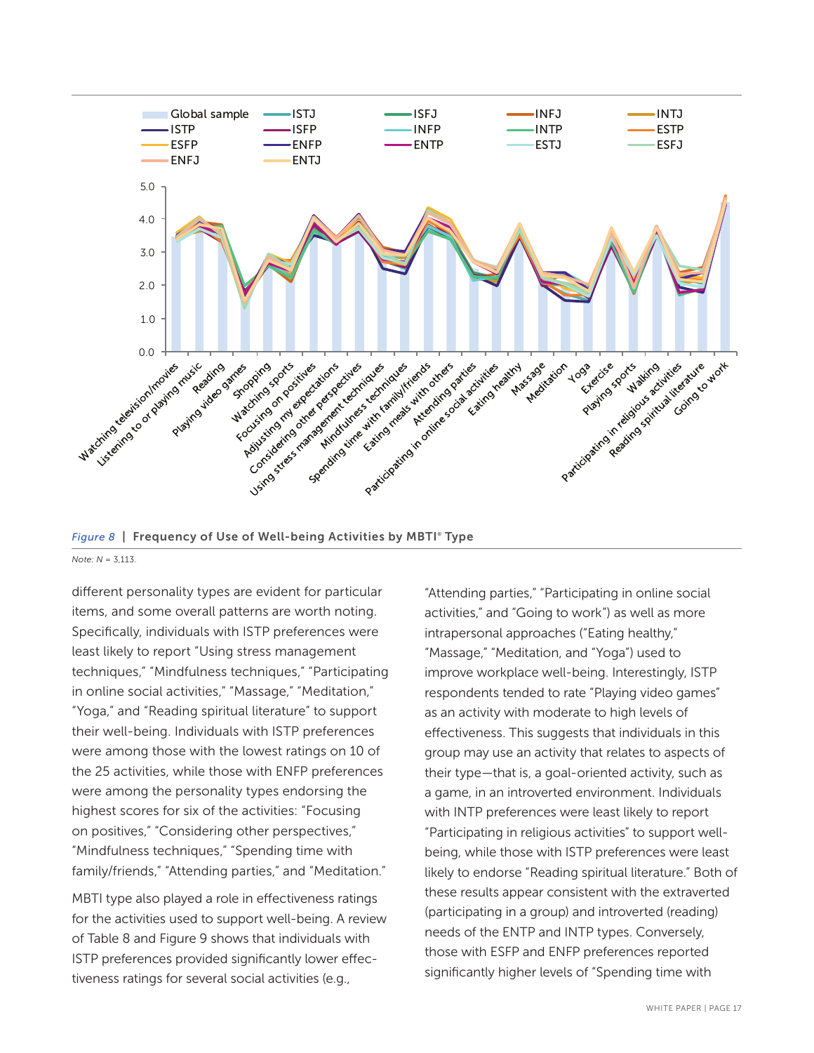*Figure 8* | **Frequency of Use of Well-being Activities by MBTI® Type**

*Note: N* = 3,113.

different personality types are evident for particular items, and some overall patterns are worth noting. Specifically, individuals with ISTP preferences were least likely to report "Using stress management techniques," "Mindfulness techniques," "Participating in online social activities," "Massage," "Meditation," "Yoga," and "Reading spiritual literature" to support their well-being. Individuals with ISTP preferences were among those with the lowest ratings on 10 of the 25 activities, while those with ENFP preferences were among the personality types endorsing the highest scores for six of the activities: "Focusing on positives," "Considering other perspectives," "Mindfulness techniques," "Spending time with family/friends," "Attending parties," and "Meditation."

MBTI type also played a role in effectiveness ratings for the activities used to support well-being. A review of Table 8 and Figure 9 shows that individuals with ISTP preferences provided significantly lower effectiveness ratings for several social activities (e.g., "Attending parties," "Participating in online social activities," and "Going to work") as well as more intrapersonal approaches ("Eating healthy," "Massage," "Meditation, and "Yoga") used to improve workplace well-being. Interestingly, ISTP respondents tended to rate "Playing video games" as an activity with moderate to high levels of effectiveness. This suggests that individuals in this group may use an activity that relates to aspects of their type—that is, a goal-oriented activity, such as a game, in an introverted environment. Individuals with INTP preferences were least likely to report "Participating in religious activities" to support well-being, while those with ISTP preferences were least likely to endorse "Reading spiritual literature." Both of these results appear consistent with the extraverted (participating in a group) and introverted (reading) needs of the ENTP and INTP types. Conversely, those with ESFP and ENFP preferences reported significantly higher levels of "Spending time with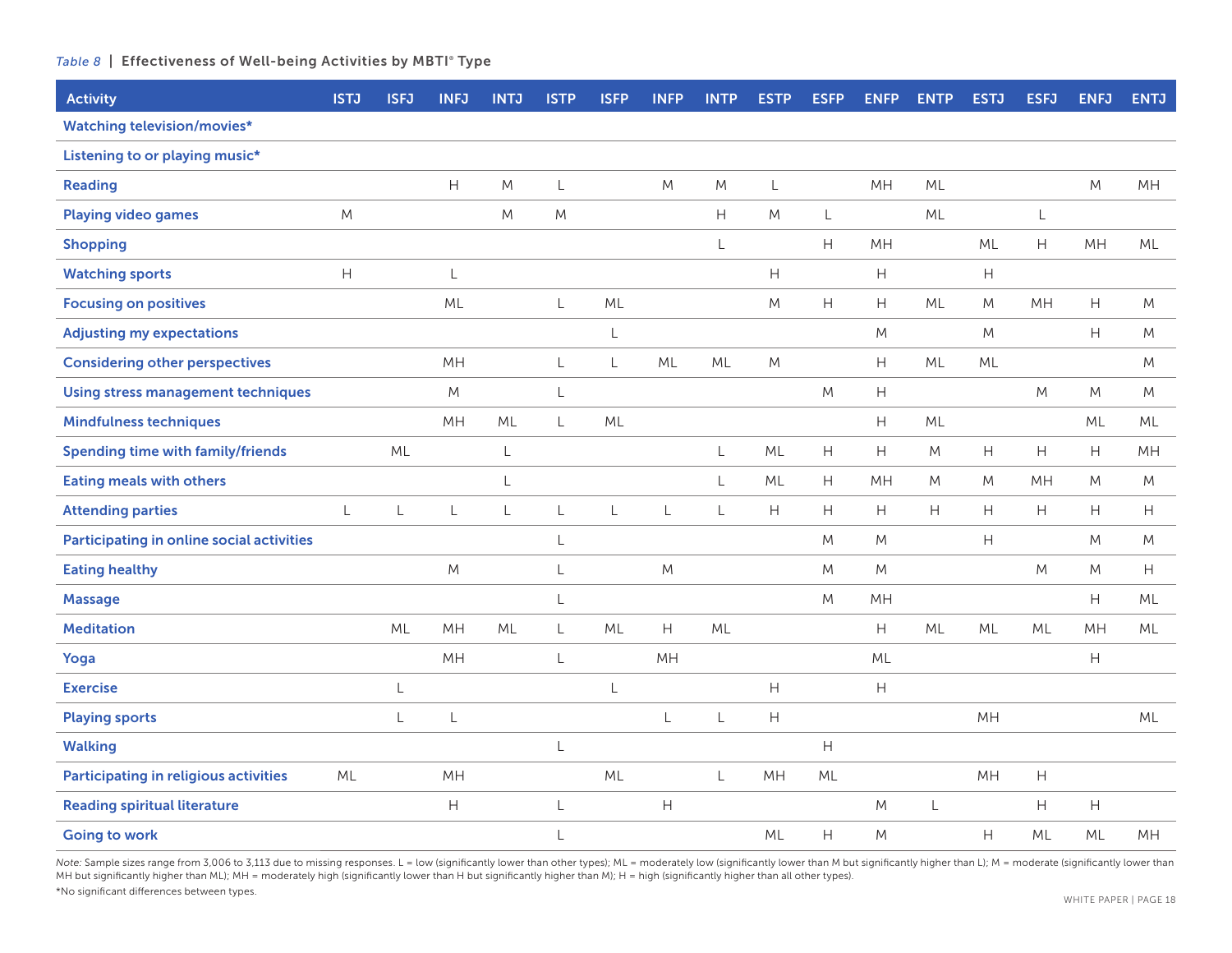*Table 8* | **Effectiveness of Well-being Activities by MBTI® Type**

| Activity | ISTJ | ISFJ | INFJ | INTJ | ISTP | ISFP | INFP | INTP | ESTP | ESFP | ENFP | ENTP | ESTJ | ESFJ | ENFJ | ENTJ |
|---|---|---|---|---|---|---|---|---|---|---|---|---|---|---|---|---|
| Watching television/movies* | | | | | | | | | | | | | | | | |
| Listening to or playing music* | | | | | | | | | | | | | | | | |
| Reading | | | H | M | L | | M | M | L | | MH | ML | | | M | MH |
| Playing video games | M | | | M | M | | | H | M | L | | ML | | L | | |
| Shopping | | | | | | | | L | | H | MH | | ML | H | MH | ML |
| Watching sports | H | | L | | | | | | H | | H | | H | | | |
| Focusing on positives | | | ML | | L | ML | | | M | H | H | ML | M | MH | H | M |
| Adjusting my expectations | | | | | | L | | | | | M | | M | | H | M |
| Considering other perspectives | | | MH | | L | L | ML | ML | M | | H | ML | ML | | | M |
| Using stress management techniques | | | M | | L | | | | | M | H | | | M | M | M |
| Mindfulness techniques | | | MH | ML | L | ML | | | | | H | ML | | | ML | ML |
| Spending time with family/friends | | ML | | L | | | | L | ML | H | H | M | H | H | H | MH |
| Eating meals with others | | | | L | | | | L | ML | H | MH | M | M | MH | M | M |
| Attending parties | L | L | L | L | L | L | L | L | H | H | H | H | H | H | H | H |
| Participating in online social activities | | | | | L | | | | | M | M | | H | | M | M |
| Eating healthy | | | M | | L | | M | | | M | M | | | M | M | H |
| Massage | | | | | L | | | | | M | MH | | | | H | ML |
| Meditation | | ML | MH | ML | L | ML | H | ML | | | H | ML | ML | ML | MH | ML |
| Yoga | | | MH | | L | | MH | | | | ML | | | | H | |
| Exercise | | L | | | | L | | | H | | H | | | | | |
| Playing sports | | L | L | | | | L | L | H | | | | MH | | | ML |
| Walking | | | | | L | | | | | H | | | | | | |
| Participating in religious activities | ML | | MH | | | ML | | L | MH | ML | | | MH | H | | |
| Reading spiritual literature | | | H | | L | | H | | | | M | L | | H | H | |
| Going to work | | | | | L | | | | ML | H | M | | H | ML | ML | MH |

*Note:* Sample sizes range from 3,006 to 3,113 due to missing responses. L = low (significantly lower than other types); ML = moderately low (significantly lower than M but significantly higher than L); M = moderate (significantly lower than MH but significantly higher than ML); MH = moderately high (significantly lower than H but significantly higher than M); H = high (significantly higher than all other types).

*No significant differences between types.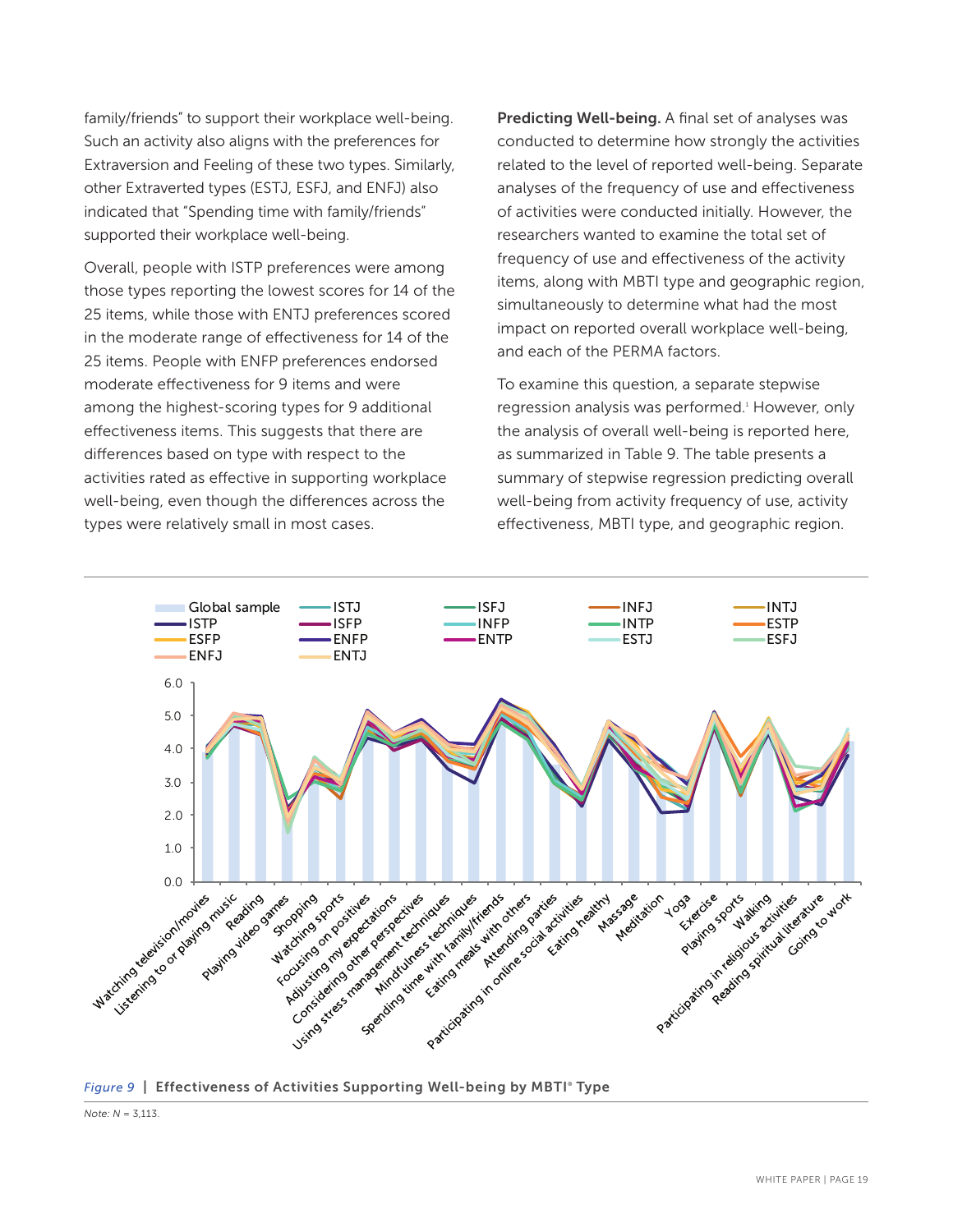family/friends" to support their workplace well-being. Such an activity also aligns with the preferences for Extraversion and Feeling of these two types. Similarly, other Extraverted types (ESTJ, ESFJ, and ENFJ) also indicated that "Spending time with family/friends" supported their workplace well-being.

Overall, people with ISTP preferences were among those types reporting the lowest scores for 14 of the 25 items, while those with ENTJ preferences scored in the moderate range of effectiveness for 14 of the 25 items. People with ENFP preferences endorsed moderate effectiveness for 9 items and were among the highest-scoring types for 9 additional effectiveness items. This suggests that there are differences based on type with respect to the activities rated as effective in supporting workplace well-being, even though the differences across the types were relatively small in most cases.

**Predicting Well-being.** A final set of analyses was conducted to determine how strongly the activities related to the level of reported well-being. Separate analyses of the frequency of use and effectiveness of activities were conducted initially. However, the researchers wanted to examine the total set of frequency of use and effectiveness of the activity items, along with MBTI type and geographic region, simultaneously to determine what had the most impact on reported overall workplace well-being, and each of the PERMA factors.

To examine this question, a separate stepwise regression analysis was performed.[1] However, only the analysis of overall well-being is reported here, as summarized in Table 9. The table presents a summary of stepwise regression predicting overall well-being from activity frequency of use, activity effectiveness, MBTI type, and geographic region.

*Figure 9* | **Effectiveness of Activities Supporting Well-being by MBTI® Type**

*Note: N = 3,113.*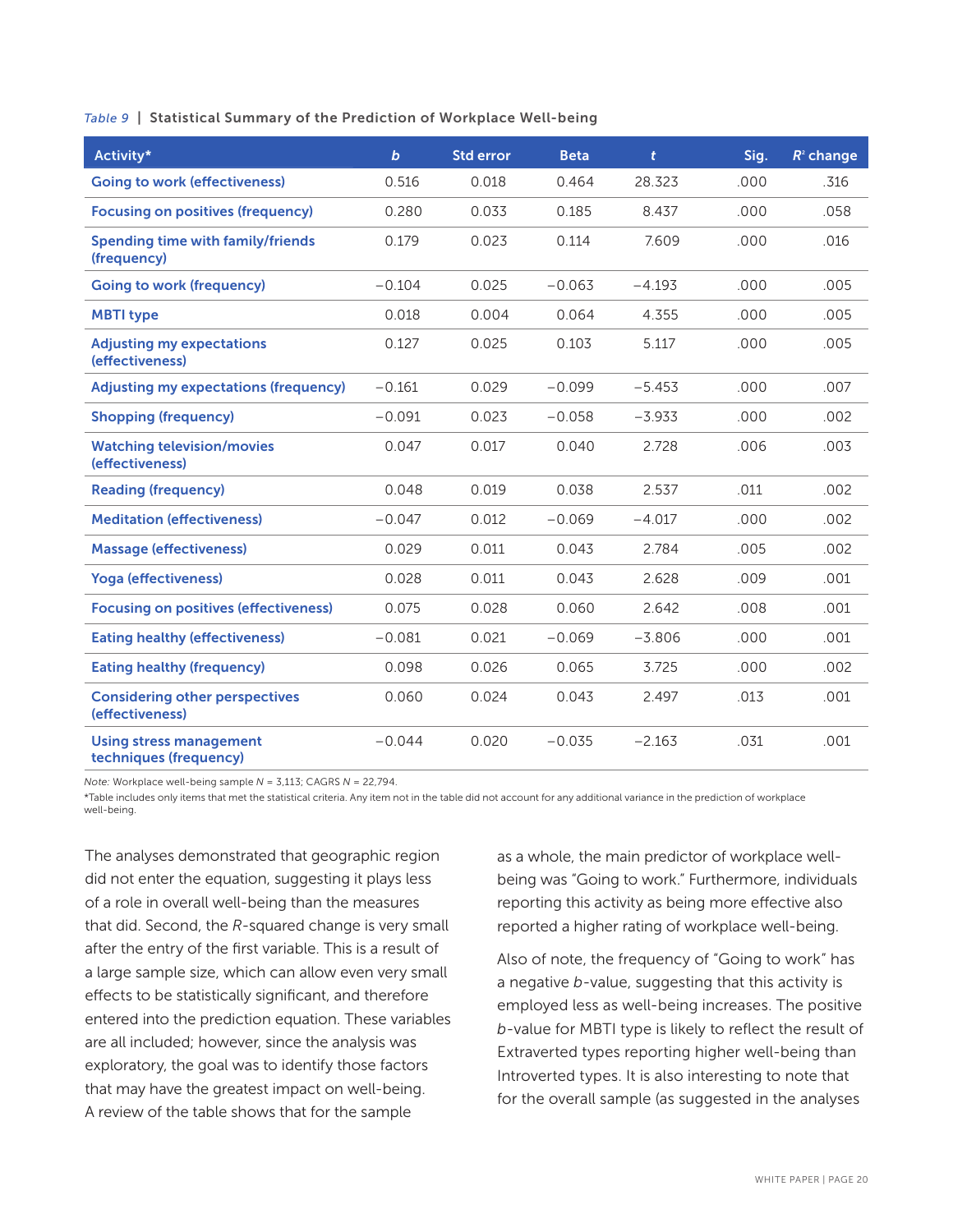*Table 9* | **Statistical Summary of the Prediction of Workplace Well-being**

| Activity* | *b* | Std error | Beta | *t* | Sig. | $R^2$ change |
|---|---|---|---|---|---|---|
| Going to work (effectiveness) | 0.516 | 0.018 | 0.464 | 28.323 | .000 | .316 |
| Focusing on positives (frequency) | 0.280 | 0.033 | 0.185 | 8.437 | .000 | .058 |
| Spending time with family/friends (frequency) | 0.179 | 0.023 | 0.114 | 7.609 | .000 | .016 |
| Going to work (frequency) | −0.104 | 0.025 | −0.063 | −4.193 | .000 | .005 |
| MBTI type | 0.018 | 0.004 | 0.064 | 4.355 | .000 | .005 |
| Adjusting my expectations (effectiveness) | 0.127 | 0.025 | 0.103 | 5.117 | .000 | .005 |
| Adjusting my expectations (frequency) | −0.161 | 0.029 | −0.099 | −5.453 | .000 | .007 |
| Shopping (frequency) | −0.091 | 0.023 | −0.058 | −3.933 | .000 | .002 |
| Watching television/movies (effectiveness) | 0.047 | 0.017 | 0.040 | 2.728 | .006 | .003 |
| Reading (frequency) | 0.048 | 0.019 | 0.038 | 2.537 | .011 | .002 |
| Meditation (effectiveness) | −0.047 | 0.012 | −0.069 | −4.017 | .000 | .002 |
| Massage (effectiveness) | 0.029 | 0.011 | 0.043 | 2.784 | .005 | .002 |
| Yoga (effectiveness) | 0.028 | 0.011 | 0.043 | 2.628 | .009 | .001 |
| Focusing on positives (effectiveness) | 0.075 | 0.028 | 0.060 | 2.642 | .008 | .001 |
| Eating healthy (effectiveness) | −0.081 | 0.021 | −0.069 | −3.806 | .000 | .001 |
| Eating healthy (frequency) | 0.098 | 0.026 | 0.065 | 3.725 | .000 | .002 |
| Considering other perspectives (effectiveness) | 0.060 | 0.024 | 0.043 | 2.497 | .013 | .001 |
| Using stress management techniques (frequency) | −0.044 | 0.020 | −0.035 | −2.163 | .031 | .001 |

*Note:* Workplace well-being sample $N$ = 3,113; CAGRS $N$ = 22,794.

*Table includes only items that met the statistical criteria. Any item not in the table did not account for any additional variance in the prediction of workplace well-being.

The analyses demonstrated that geographic region did not enter the equation, suggesting it plays less of a role in overall well-being than the measures that did. Second, the $R$-squared change is very small after the entry of the first variable. This is a result of a large sample size, which can allow even very small effects to be statistically significant, and therefore entered into the prediction equation. These variables are all included; however, since the analysis was exploratory, the goal was to identify those factors that may have the greatest impact on well-being. A review of the table shows that for the sample as a whole, the main predictor of workplace well-being was "Going to work." Furthermore, individuals reporting this activity as being more effective also reported a higher rating of workplace well-being.

Also of note, the frequency of "Going to work" has a negative $b$-value, suggesting that this activity is employed less as well-being increases. The positive $b$-value for MBTI type is likely to reflect the result of Extraverted types reporting higher well-being than Introverted types. It is also interesting to note that for the overall sample (as suggested in the analyses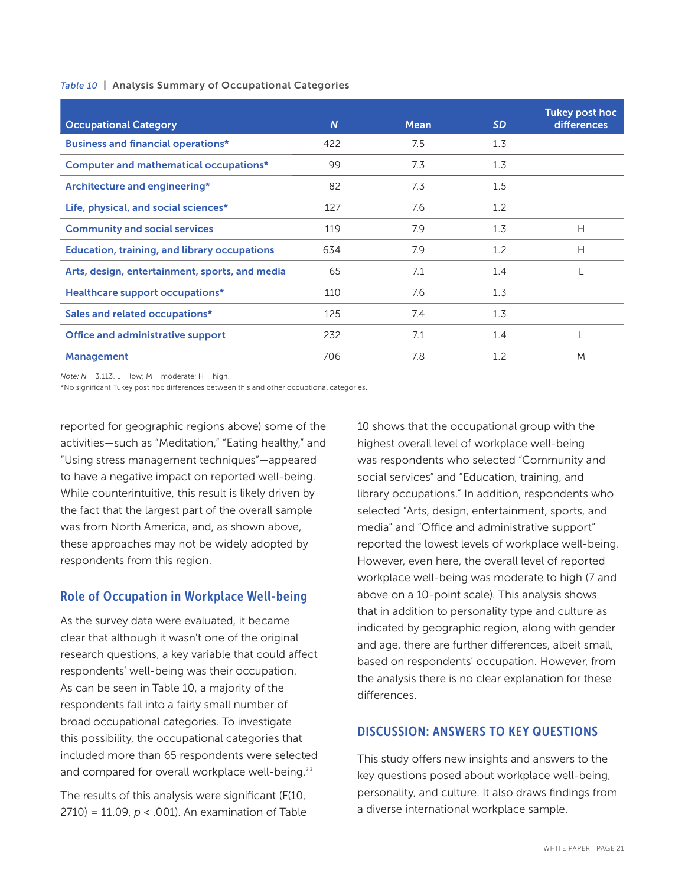*Table 10* | **Analysis Summary of Occupational Categories**

| Occupational Category | *N* | Mean | *SD* | Tukey post hoc differences |
|---|---|---|---|---|
| Business and financial operations* | 422 | 7.5 | 1.3 | |
| Computer and mathematical occupations* | 99 | 7.3 | 1.3 | |
| Architecture and engineering* | 82 | 7.3 | 1.5 | |
| Life, physical, and social sciences* | 127 | 7.6 | 1.2 | |
| Community and social services | 119 | 7.9 | 1.3 | H |
| Education, training, and library occupations | 634 | 7.9 | 1.2 | H |
| Arts, design, entertainment, sports, and media | 65 | 7.1 | 1.4 | L |
| Healthcare support occupations* | 110 | 7.6 | 1.3 | |
| Sales and related occupations* | 125 | 7.4 | 1.3 | |
| Office and administrative support | 232 | 7.1 | 1.4 | L |
| Management | 706 | 7.8 | 1.2 | M |

*Note: N* = 3,113. L = low; M = moderate; H = high.
*No significant Tukey post hoc differences between this and other occuptional categories.

reported for geographic regions above) some of the activities—such as "Meditation," "Eating healthy," and "Using stress management techniques"—appeared to have a negative impact on reported well-being. While counterintuitive, this result is likely driven by the fact that the largest part of the overall sample was from North America, and, as shown above, these approaches may not be widely adopted by respondents from this region.

## Role of Occupation in Workplace Well-being

As the survey data were evaluated, it became clear that although it wasn't one of the original research questions, a key variable that could affect respondents' well-being was their occupation. As can be seen in Table 10, a majority of the respondents fall into a fairly small number of broad occupational categories. To investigate this possibility, the occupational categories that included more than 65 respondents were selected and compared for overall workplace well-being.[2,3]

The results of this analysis were significant ($F(10, 2710) = 11.09$, $p < .001$). An examination of Table 10 shows that the occupational group with the highest overall level of workplace well-being was respondents who selected "Community and social services" and "Education, training, and library occupations." In addition, respondents who selected "Arts, design, entertainment, sports, and media" and "Office and administrative support" reported the lowest levels of workplace well-being. However, even here, the overall level of reported workplace well-being was moderate to high (7 and above on a 10-point scale). This analysis shows that in addition to personality type and culture as indicated by geographic region, along with gender and age, there are further differences, albeit small, based on respondents' occupation. However, from the analysis there is no clear explanation for these differences.

## DISCUSSION: ANSWERS TO KEY QUESTIONS

This study offers new insights and answers to the key questions posed about workplace well-being, personality, and culture. It also draws findings from a diverse international workplace sample.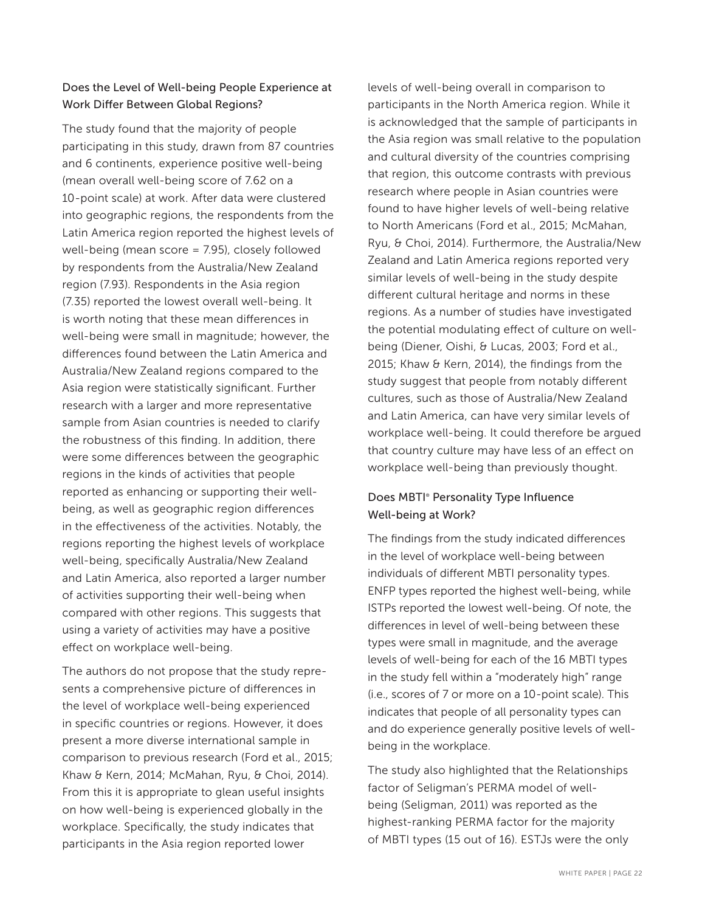### Does the Level of Well-being People Experience at Work Differ Between Global Regions?

The study found that the majority of people participating in this study, drawn from 87 countries and 6 continents, experience positive well-being (mean overall well-being score of 7.62 on a 10-point scale) at work. After data were clustered into geographic regions, the respondents from the Latin America region reported the highest levels of well-being (mean score = 7.95), closely followed by respondents from the Australia/New Zealand region (7.93). Respondents in the Asia region (7.35) reported the lowest overall well-being. It is worth noting that these mean differences in well-being were small in magnitude; however, the differences found between the Latin America and Australia/New Zealand regions compared to the Asia region were statistically significant. Further research with a larger and more representative sample from Asian countries is needed to clarify the robustness of this finding. In addition, there were some differences between the geographic regions in the kinds of activities that people reported as enhancing or supporting their well-being, as well as geographic region differences in the effectiveness of the activities. Notably, the regions reporting the highest levels of workplace well-being, specifically Australia/New Zealand and Latin America, also reported a larger number of activities supporting their well-being when compared with other regions. This suggests that using a variety of activities may have a positive effect on workplace well-being.

The authors do not propose that the study represents a comprehensive picture of differences in the level of workplace well-being experienced in specific countries or regions. However, it does present a more diverse international sample in comparison to previous research (Ford et al., 2015; Khaw & Kern, 2014; McMahan, Ryu, & Choi, 2014). From this it is appropriate to glean useful insights on how well-being is experienced globally in the workplace. Specifically, the study indicates that participants in the Asia region reported lower levels of well-being overall in comparison to participants in the North America region. While it is acknowledged that the sample of participants in the Asia region was small relative to the population and cultural diversity of the countries comprising that region, this outcome contrasts with previous research where people in Asian countries were found to have higher levels of well-being relative to North Americans (Ford et al., 2015; McMahan, Ryu, & Choi, 2014). Furthermore, the Australia/New Zealand and Latin America regions reported very similar levels of well-being in the study despite different cultural heritage and norms in these regions. As a number of studies have investigated the potential modulating effect of culture on well-being (Diener, Oishi, & Lucas, 2003; Ford et al., 2015; Khaw & Kern, 2014), the findings from the study suggest that people from notably different cultures, such as those of Australia/New Zealand and Latin America, can have very similar levels of workplace well-being. It could therefore be argued that country culture may have less of an effect on workplace well-being than previously thought.

### Does MBTI® Personality Type Influence Well-being at Work?

The findings from the study indicated differences in the level of workplace well-being between individuals of different MBTI personality types. ENFP types reported the highest well-being, while ISTPs reported the lowest well-being. Of note, the differences in level of well-being between these types were small in magnitude, and the average levels of well-being for each of the 16 MBTI types in the study fell within a "moderately high" range (i.e., scores of 7 or more on a 10-point scale). This indicates that people of all personality types can and do experience generally positive levels of well-being in the workplace.

The study also highlighted that the Relationships factor of Seligman's PERMA model of well-being (Seligman, 2011) was reported as the highest-ranking PERMA factor for the majority of MBTI types (15 out of 16). ESTJs were the only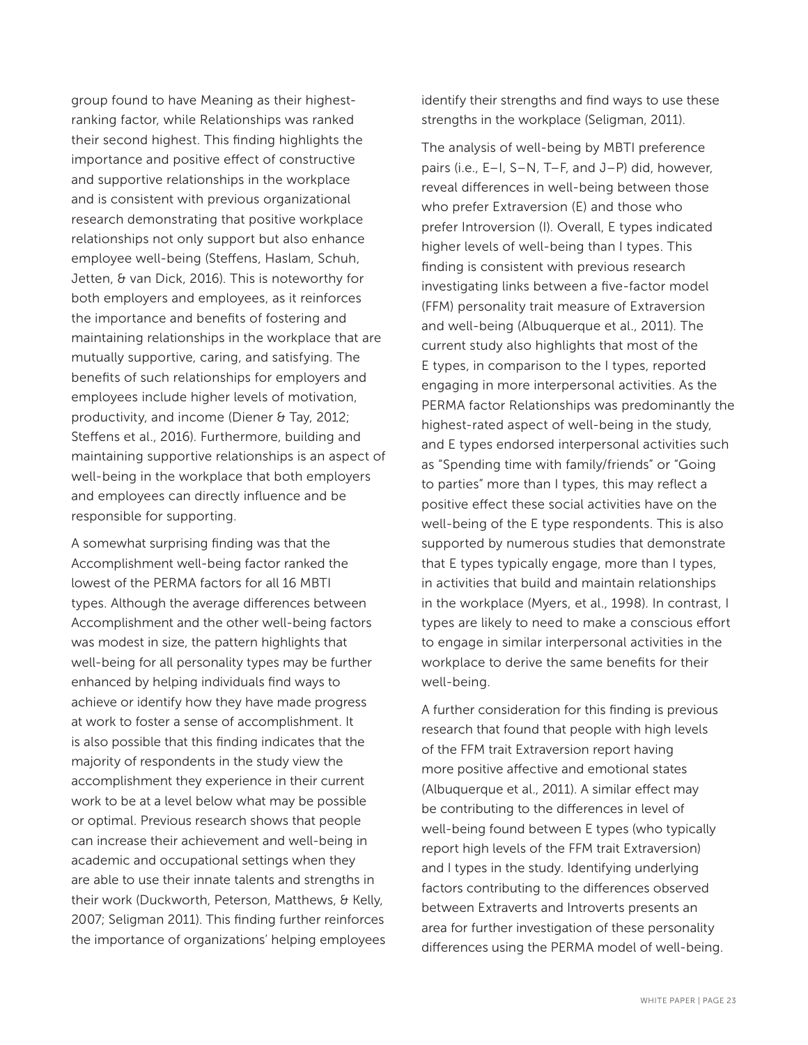group found to have Meaning as their highest-ranking factor, while Relationships was ranked their second highest. This finding highlights the importance and positive effect of constructive and supportive relationships in the workplace and is consistent with previous organizational research demonstrating that positive workplace relationships not only support but also enhance employee well-being (Steffens, Haslam, Schuh, Jetten, & van Dick, 2016). This is noteworthy for both employers and employees, as it reinforces the importance and benefits of fostering and maintaining relationships in the workplace that are mutually supportive, caring, and satisfying. The benefits of such relationships for employers and employees include higher levels of motivation, productivity, and income (Diener & Tay, 2012; Steffens et al., 2016). Furthermore, building and maintaining supportive relationships is an aspect of well-being in the workplace that both employers and employees can directly influence and be responsible for supporting.

A somewhat surprising finding was that the Accomplishment well-being factor ranked the lowest of the PERMA factors for all 16 MBTI types. Although the average differences between Accomplishment and the other well-being factors was modest in size, the pattern highlights that well-being for all personality types may be further enhanced by helping individuals find ways to achieve or identify how they have made progress at work to foster a sense of accomplishment. It is also possible that this finding indicates that the majority of respondents in the study view the accomplishment they experience in their current work to be at a level below what may be possible or optimal. Previous research shows that people can increase their achievement and well-being in academic and occupational settings when they are able to use their innate talents and strengths in their work (Duckworth, Peterson, Matthews, & Kelly, 2007; Seligman 2011). This finding further reinforces the importance of organizations' helping employees identify their strengths and find ways to use these strengths in the workplace (Seligman, 2011).

The analysis of well-being by MBTI preference pairs (i.e., E–I, S–N, T–F, and J–P) did, however, reveal differences in well-being between those who prefer Extraversion (E) and those who prefer Introversion (I). Overall, E types indicated higher levels of well-being than I types. This finding is consistent with previous research investigating links between a five-factor model (FFM) personality trait measure of Extraversion and well-being (Albuquerque et al., 2011). The current study also highlights that most of the E types, in comparison to the I types, reported engaging in more interpersonal activities. As the PERMA factor Relationships was predominantly the highest-rated aspect of well-being in the study, and E types endorsed interpersonal activities such as "Spending time with family/friends" or "Going to parties" more than I types, this may reflect a positive effect these social activities have on the well-being of the E type respondents. This is also supported by numerous studies that demonstrate that E types typically engage, more than I types, in activities that build and maintain relationships in the workplace (Myers, et al., 1998). In contrast, I types are likely to need to make a conscious effort to engage in similar interpersonal activities in the workplace to derive the same benefits for their well-being.

A further consideration for this finding is previous research that found that people with high levels of the FFM trait Extraversion report having more positive affective and emotional states (Albuquerque et al., 2011). A similar effect may be contributing to the differences in level of well-being found between E types (who typically report high levels of the FFM trait Extraversion) and I types in the study. Identifying underlying factors contributing to the differences observed between Extraverts and Introverts presents an area for further investigation of these personality differences using the PERMA model of well-being.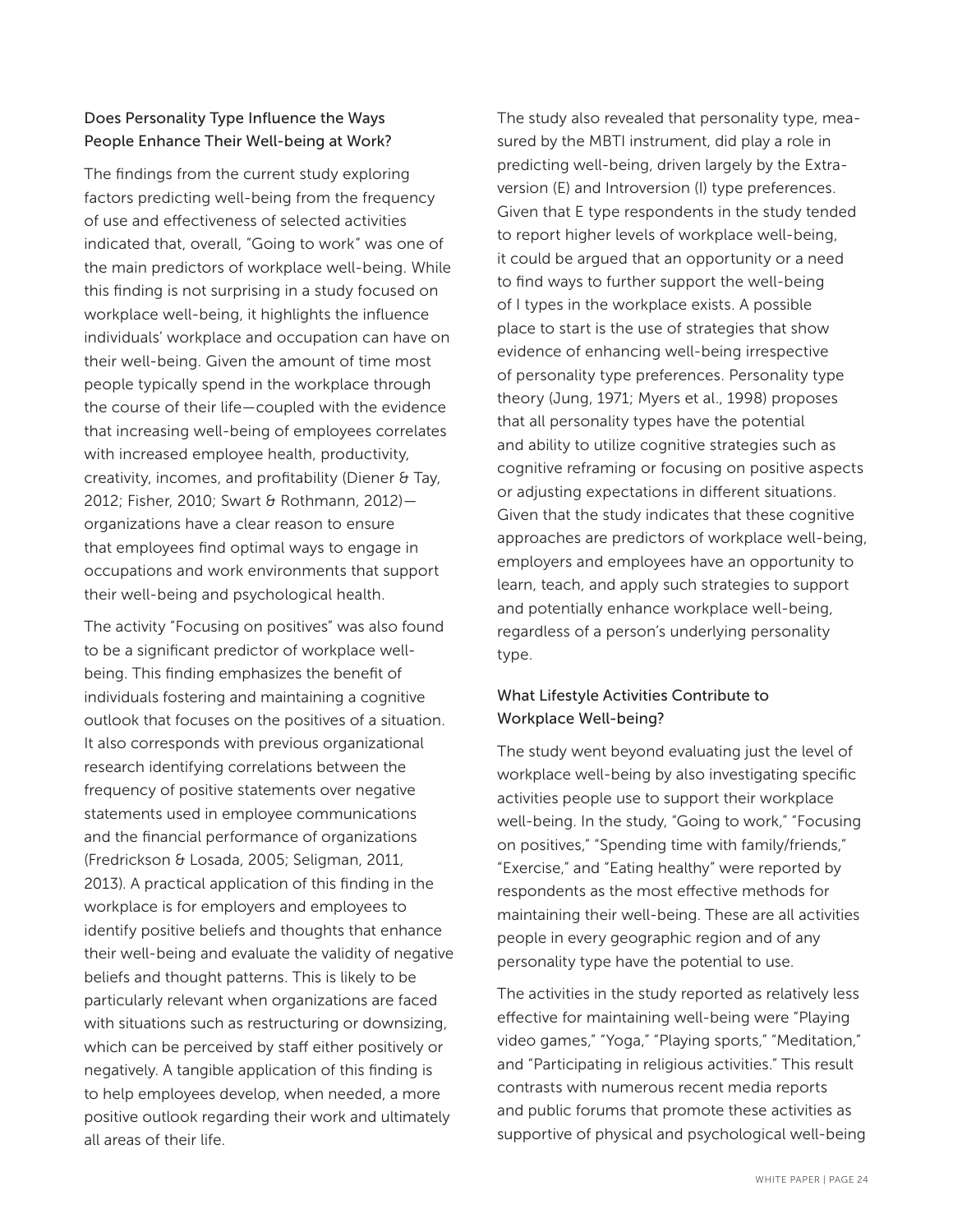### Does Personality Type Influence the Ways People Enhance Their Well-being at Work?

The findings from the current study exploring factors predicting well-being from the frequency of use and effectiveness of selected activities indicated that, overall, "Going to work" was one of the main predictors of workplace well-being. While this finding is not surprising in a study focused on workplace well-being, it highlights the influence individuals' workplace and occupation can have on their well-being. Given the amount of time most people typically spend in the workplace through the course of their life—coupled with the evidence that increasing well-being of employees correlates with increased employee health, productivity, creativity, incomes, and profitability (Diener & Tay, 2012; Fisher, 2010; Swart & Rothmann, 2012)—organizations have a clear reason to ensure that employees find optimal ways to engage in occupations and work environments that support their well-being and psychological health.

The activity "Focusing on positives" was also found to be a significant predictor of workplace well-being. This finding emphasizes the benefit of individuals fostering and maintaining a cognitive outlook that focuses on the positives of a situation. It also corresponds with previous organizational research identifying correlations between the frequency of positive statements over negative statements used in employee communications and the financial performance of organizations (Fredrickson & Losada, 2005; Seligman, 2011, 2013). A practical application of this finding in the workplace is for employers and employees to identify positive beliefs and thoughts that enhance their well-being and evaluate the validity of negative beliefs and thought patterns. This is likely to be particularly relevant when organizations are faced with situations such as restructuring or downsizing, which can be perceived by staff either positively or negatively. A tangible application of this finding is to help employees develop, when needed, a more positive outlook regarding their work and ultimately all areas of their life.

The study also revealed that personality type, measured by the MBTI instrument, did play a role in predicting well-being, driven largely by the Extraversion (E) and Introversion (I) type preferences. Given that E type respondents in the study tended to report higher levels of workplace well-being, it could be argued that an opportunity or a need to find ways to further support the well-being of I types in the workplace exists. A possible place to start is the use of strategies that show evidence of enhancing well-being irrespective of personality type preferences. Personality type theory (Jung, 1971; Myers et al., 1998) proposes that all personality types have the potential and ability to utilize cognitive strategies such as cognitive reframing or focusing on positive aspects or adjusting expectations in different situations. Given that the study indicates that these cognitive approaches are predictors of workplace well-being, employers and employees have an opportunity to learn, teach, and apply such strategies to support and potentially enhance workplace well-being, regardless of a person's underlying personality type.

### What Lifestyle Activities Contribute to Workplace Well-being?

The study went beyond evaluating just the level of workplace well-being by also investigating specific activities people use to support their workplace well-being. In the study, "Going to work," "Focusing on positives," "Spending time with family/friends," "Exercise," and "Eating healthy" were reported by respondents as the most effective methods for maintaining their well-being. These are all activities people in every geographic region and of any personality type have the potential to use.

The activities in the study reported as relatively less effective for maintaining well-being were "Playing video games," "Yoga," "Playing sports," "Meditation," and "Participating in religious activities." This result contrasts with numerous recent media reports and public forums that promote these activities as supportive of physical and psychological well-being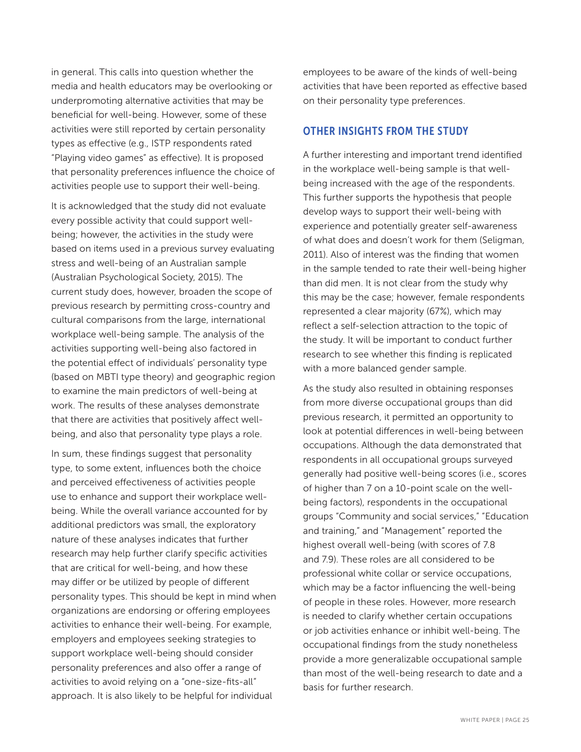in general. This calls into question whether the media and health educators may be overlooking or underpromoting alternative activities that may be beneficial for well-being. However, some of these activities were still reported by certain personality types as effective (e.g., ISTP respondents rated "Playing video games" as effective). It is proposed that personality preferences influence the choice of activities people use to support their well-being.

It is acknowledged that the study did not evaluate every possible activity that could support well-being; however, the activities in the study were based on items used in a previous survey evaluating stress and well-being of an Australian sample (Australian Psychological Society, 2015). The current study does, however, broaden the scope of previous research by permitting cross-country and cultural comparisons from the large, international workplace well-being sample. The analysis of the activities supporting well-being also factored in the potential effect of individuals' personality type (based on MBTI type theory) and geographic region to examine the main predictors of well-being at work. The results of these analyses demonstrate that there are activities that positively affect well-being, and also that personality type plays a role.

In sum, these findings suggest that personality type, to some extent, influences both the choice and perceived effectiveness of activities people use to enhance and support their workplace well-being. While the overall variance accounted for by additional predictors was small, the exploratory nature of these analyses indicates that further research may help further clarify specific activities that are critical for well-being, and how these may differ or be utilized by people of different personality types. This should be kept in mind when organizations are endorsing or offering employees activities to enhance their well-being. For example, employers and employees seeking strategies to support workplace well-being should consider personality preferences and also offer a range of activities to avoid relying on a "one-size-fits-all" approach. It is also likely to be helpful for individual employees to be aware of the kinds of well-being activities that have been reported as effective based on their personality type preferences.

## OTHER INSIGHTS FROM THE STUDY

A further interesting and important trend identified in the workplace well-being sample is that well-being increased with the age of the respondents. This further supports the hypothesis that people develop ways to support their well-being with experience and potentially greater self-awareness of what does and doesn't work for them (Seligman, 2011). Also of interest was the finding that women in the sample tended to rate their well-being higher than did men. It is not clear from the study why this may be the case; however, female respondents represented a clear majority (67%), which may reflect a self-selection attraction to the topic of the study. It will be important to conduct further research to see whether this finding is replicated with a more balanced gender sample.

As the study also resulted in obtaining responses from more diverse occupational groups than did previous research, it permitted an opportunity to look at potential differences in well-being between occupations. Although the data demonstrated that respondents in all occupational groups surveyed generally had positive well-being scores (i.e., scores of higher than 7 on a 10-point scale on the well-being factors), respondents in the occupational groups "Community and social services," "Education and training," and "Management" reported the highest overall well-being (with scores of 7.8 and 7.9). These roles are all considered to be professional white collar or service occupations, which may be a factor influencing the well-being of people in these roles. However, more research is needed to clarify whether certain occupations or job activities enhance or inhibit well-being. The occupational findings from the study nonetheless provide a more generalizable occupational sample than most of the well-being research to date and a basis for further research.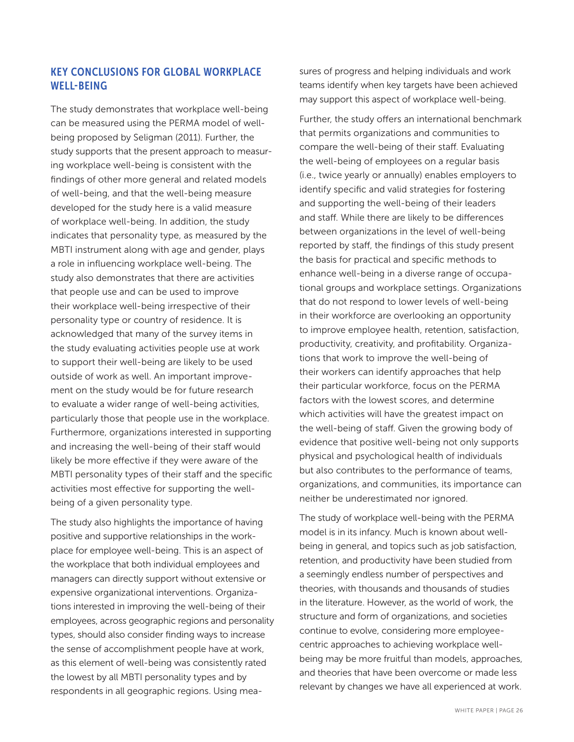## KEY CONCLUSIONS FOR GLOBAL WORKPLACE WELL-BEING

The study demonstrates that workplace well-being can be measured using the PERMA model of well-being proposed by Seligman (2011). Further, the study supports that the present approach to measuring workplace well-being is consistent with the findings of other more general and related models of well-being, and that the well-being measure developed for the study here is a valid measure of workplace well-being. In addition, the study indicates that personality type, as measured by the MBTI instrument along with age and gender, plays a role in influencing workplace well-being. The study also demonstrates that there are activities that people use and can be used to improve their workplace well-being irrespective of their personality type or country of residence. It is acknowledged that many of the survey items in the study evaluating activities people use at work to support their well-being are likely to be used outside of work as well. An important improvement on the study would be for future research to evaluate a wider range of well-being activities, particularly those that people use in the workplace. Furthermore, organizations interested in supporting and increasing the well-being of their staff would likely be more effective if they were aware of the MBTI personality types of their staff and the specific activities most effective for supporting the well-being of a given personality type.

The study also highlights the importance of having positive and supportive relationships in the workplace for employee well-being. This is an aspect of the workplace that both individual employees and managers can directly support without extensive or expensive organizational interventions. Organizations interested in improving the well-being of their employees, across geographic regions and personality types, should also consider finding ways to increase the sense of accomplishment people have at work, as this element of well-being was consistently rated the lowest by all MBTI personality types and by respondents in all geographic regions. Using measures of progress and helping individuals and work teams identify when key targets have been achieved may support this aspect of workplace well-being.

Further, the study offers an international benchmark that permits organizations and communities to compare the well-being of their staff. Evaluating the well-being of employees on a regular basis (i.e., twice yearly or annually) enables employers to identify specific and valid strategies for fostering and supporting the well-being of their leaders and staff. While there are likely to be differences between organizations in the level of well-being reported by staff, the findings of this study present the basis for practical and specific methods to enhance well-being in a diverse range of occupational groups and workplace settings. Organizations that do not respond to lower levels of well-being in their workforce are overlooking an opportunity to improve employee health, retention, satisfaction, productivity, creativity, and profitability. Organizations that work to improve the well-being of their workers can identify approaches that help their particular workforce, focus on the PERMA factors with the lowest scores, and determine which activities will have the greatest impact on the well-being of staff. Given the growing body of evidence that positive well-being not only supports physical and psychological health of individuals but also contributes to the performance of teams, organizations, and communities, its importance can neither be underestimated nor ignored.

The study of workplace well-being with the PERMA model is in its infancy. Much is known about well-being in general, and topics such as job satisfaction, retention, and productivity have been studied from a seemingly endless number of perspectives and theories, with thousands and thousands of studies in the literature. However, as the world of work, the structure and form of organizations, and societies continue to evolve, considering more employee-centric approaches to achieving workplace well-being may be more fruitful than models, approaches, and theories that have been overcome or made less relevant by changes we have all experienced at work.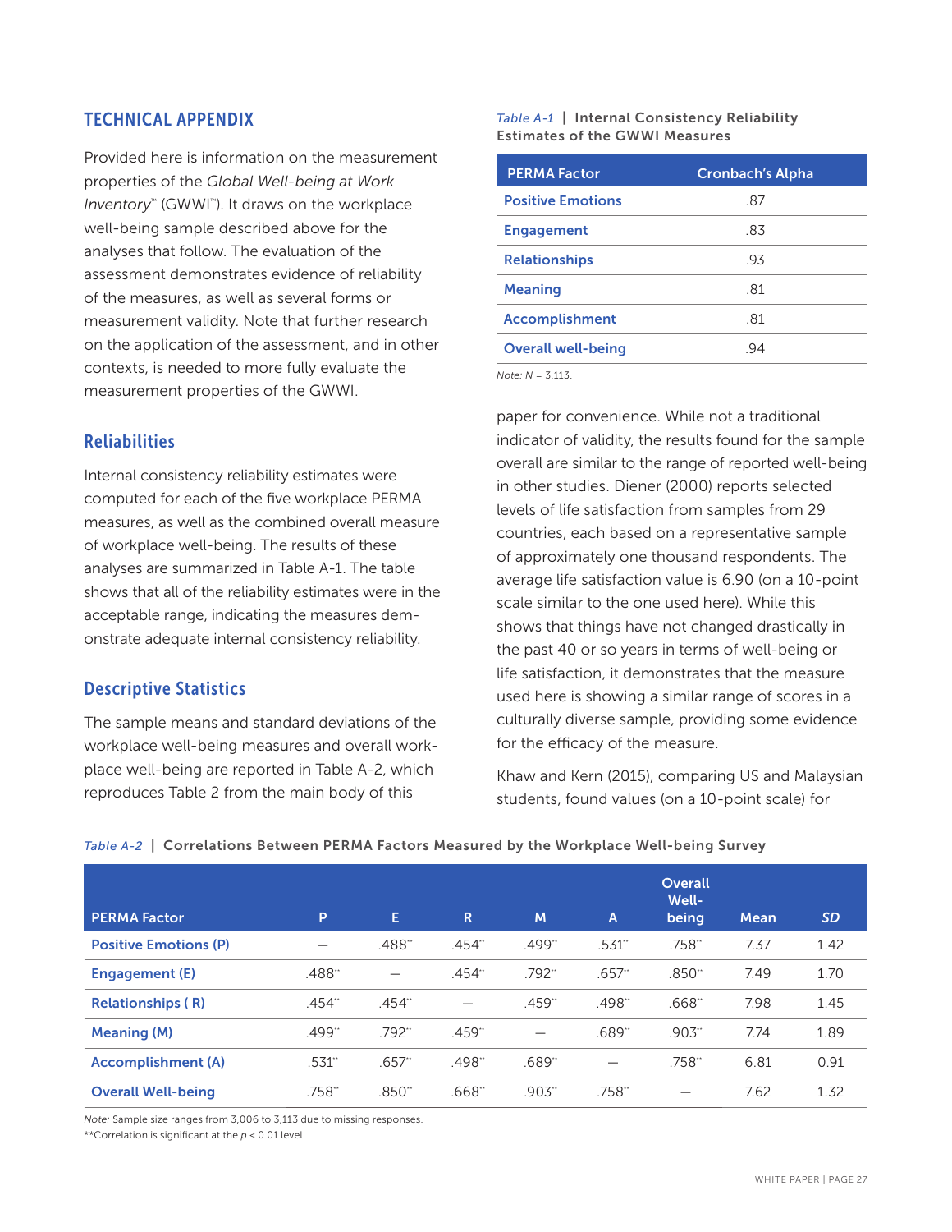## TECHNICAL APPENDIX

Provided here is information on the measurement properties of the *Global Well-being at Work Inventory*™ (GWWI™). It draws on the workplace well-being sample described above for the analyses that follow. The evaluation of the assessment demonstrates evidence of reliability of the measures, as well as several forms or measurement validity. Note that further research on the application of the assessment, and in other contexts, is needed to more fully evaluate the measurement properties of the GWWI.

### Reliabilities

Internal consistency reliability estimates were computed for each of the five workplace PERMA measures, as well as the combined overall measure of workplace well-being. The results of these analyses are summarized in Table A-1. The table shows that all of the reliability estimates were in the acceptable range, indicating the measures demonstrate adequate internal consistency reliability.

### Descriptive Statistics

The sample means and standard deviations of the workplace well-being measures and overall workplace well-being are reported in Table A-2, which reproduces Table 2 from the main body of this paper for convenience. While not a traditional indicator of validity, the results found for the sample overall are similar to the range of reported well-being in other studies. Diener (2000) reports selected levels of life satisfaction from samples from 29 countries, each based on a representative sample of approximately one thousand respondents. The average life satisfaction value is 6.90 (on a 10-point scale similar to the one used here). While this shows that things have not changed drastically in the past 40 or so years in terms of well-being or life satisfaction, it demonstrates that the measure used here is showing a similar range of scores in a culturally diverse sample, providing some evidence for the efficacy of the measure.

Khaw and Kern (2015), comparing US and Malaysian students, found values (on a 10-point scale) for

*Table A-1* | **Internal Consistency Reliability Estimates of the GWWI Measures**

| PERMA Factor | Cronbach's Alpha |
|---|---|
| Positive Emotions | .87 |
| Engagement | .83 |
| Relationships | .93 |
| Meaning | .81 |
| Accomplishment | .81 |
| Overall well-being | .94 |

*Note: N* = 3,113.

*Table A-2* | **Correlations Between PERMA Factors Measured by the Workplace Well-being Survey**

| PERMA Factor | P | E | R | M | A | Overall Well-being | Mean | *SD* |
|---|---|---|---|---|---|---|---|---|
| Positive Emotions (P) | — | .488** | .454** | .499** | .531** | .758** | 7.37 | 1.42 |
| Engagement (E) | .488** | — | .454** | .792** | .657** | .850** | 7.49 | 1.70 |
| Relationships ( R) | .454** | .454** | — | .459** | .498** | .668** | 7.98 | 1.45 |
| Meaning (M) | .499** | .792** | .459** | — | .689** | .903** | 7.74 | 1.89 |
| Accomplishment (A) | .531** | .657** | .498** | .689** | — | .758** | 6.81 | 0.91 |
| Overall Well-being | .758** | .850** | .668** | .903** | .758** | — | 7.62 | 1.32 |

*Note:* Sample size ranges from 3,006 to 3,113 due to missing responses.
**Correlation is significant at the $p < 0.01$ level.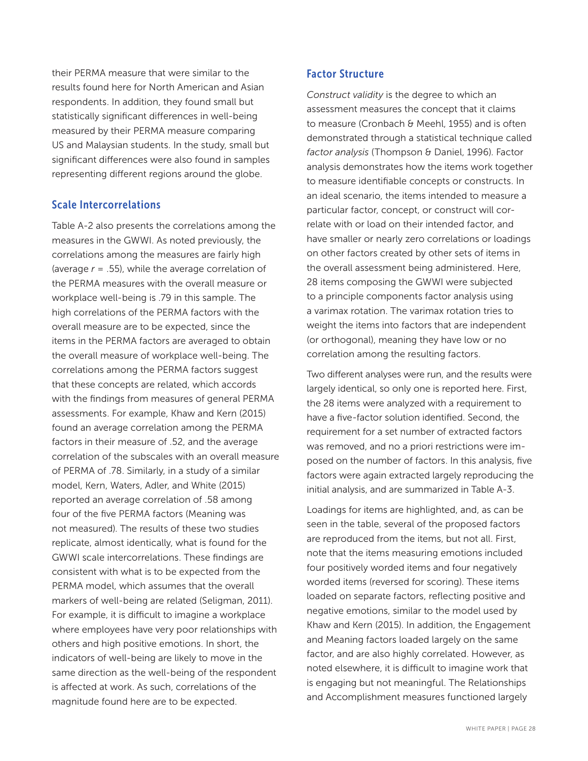their PERMA measure that were similar to the results found here for North American and Asian respondents. In addition, they found small but statistically significant differences in well-being measured by their PERMA measure comparing US and Malaysian students. In the study, small but significant differences were also found in samples representing different regions around the globe.

### Scale Intercorrelations

Table A-2 also presents the correlations among the measures in the GWWI. As noted previously, the correlations among the measures are fairly high (average $r$ = .55), while the average correlation of the PERMA measures with the overall measure or workplace well-being is .79 in this sample. The high correlations of the PERMA factors with the overall measure are to be expected, since the items in the PERMA factors are averaged to obtain the overall measure of workplace well-being. The correlations among the PERMA factors suggest that these concepts are related, which accords with the findings from measures of general PERMA assessments. For example, Khaw and Kern (2015) found an average correlation among the PERMA factors in their measure of .52, and the average correlation of the subscales with an overall measure of PERMA of .78. Similarly, in a study of a similar model, Kern, Waters, Adler, and White (2015) reported an average correlation of .58 among four of the five PERMA factors (Meaning was not measured). The results of these two studies replicate, almost identically, what is found for the GWWI scale intercorrelations. These findings are consistent with what is to be expected from the PERMA model, which assumes that the overall markers of well-being are related (Seligman, 2011). For example, it is difficult to imagine a workplace where employees have very poor relationships with others and high positive emotions. In short, the indicators of well-being are likely to move in the same direction as the well-being of the respondent is affected at work. As such, correlations of the magnitude found here are to be expected.

### Factor Structure

*Construct validity* is the degree to which an assessment measures the concept that it claims to measure (Cronbach & Meehl, 1955) and is often demonstrated through a statistical technique called *factor analysis* (Thompson & Daniel, 1996). Factor analysis demonstrates how the items work together to measure identifiable concepts or constructs. In an ideal scenario, the items intended to measure a particular factor, concept, or construct will correlate with or load on their intended factor, and have smaller or nearly zero correlations or loadings on other factors created by other sets of items in the overall assessment being administered. Here, 28 items composing the GWWI were subjected to a principle components factor analysis using a varimax rotation. The varimax rotation tries to weight the items into factors that are independent (or orthogonal), meaning they have low or no correlation among the resulting factors.

Two different analyses were run, and the results were largely identical, so only one is reported here. First, the 28 items were analyzed with a requirement to have a five-factor solution identified. Second, the requirement for a set number of extracted factors was removed, and no a priori restrictions were imposed on the number of factors. In this analysis, five factors were again extracted largely reproducing the initial analysis, and are summarized in Table A-3.

Loadings for items are highlighted, and, as can be seen in the table, several of the proposed factors are reproduced from the items, but not all. First, note that the items measuring emotions included four positively worded items and four negatively worded items (reversed for scoring). These items loaded on separate factors, reflecting positive and negative emotions, similar to the model used by Khaw and Kern (2015). In addition, the Engagement and Meaning factors loaded largely on the same factor, and are also highly correlated. However, as noted elsewhere, it is difficult to imagine work that is engaging but not meaningful. The Relationships and Accomplishment measures functioned largely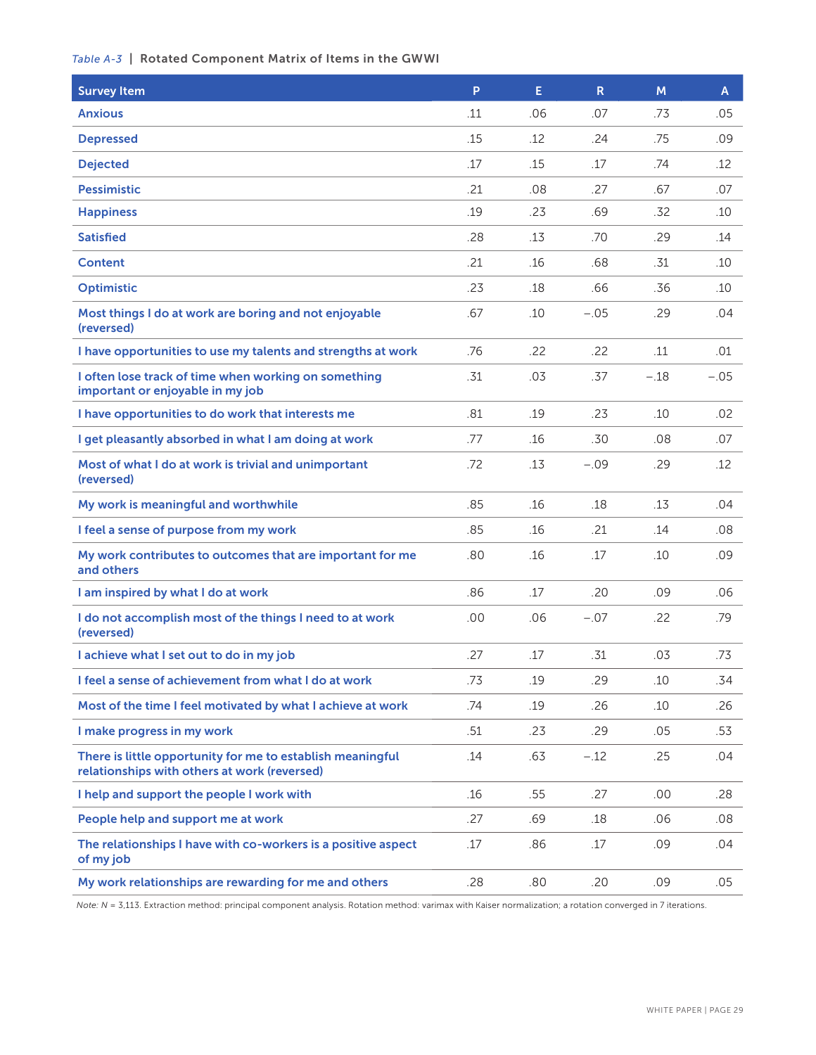*Table A-3* | **Rotated Component Matrix of Items in the GWWI**

| Survey Item | P | E | R | M | A |
|---|---|---|---|---|---|
| Anxious | .11 | .06 | .07 | .73 | .05 |
| Depressed | .15 | .12 | .24 | .75 | .09 |
| Dejected | .17 | .15 | .17 | .74 | .12 |
| Pessimistic | .21 | .08 | .27 | .67 | .07 |
| Happiness | .19 | .23 | .69 | .32 | .10 |
| Satisfied | .28 | .13 | .70 | .29 | .14 |
| Content | .21 | .16 | .68 | .31 | .10 |
| Optimistic | .23 | .18 | .66 | .36 | .10 |
| Most things I do at work are boring and not enjoyable (reversed) | .67 | .10 | −.05 | .29 | .04 |
| I have opportunities to use my talents and strengths at work | .76 | .22 | .22 | .11 | .01 |
| I often lose track of time when working on something important or enjoyable in my job | .31 | .03 | .37 | −.18 | −.05 |
| I have opportunities to do work that interests me | .81 | .19 | .23 | .10 | .02 |
| I get pleasantly absorbed in what I am doing at work | .77 | .16 | .30 | .08 | .07 |
| Most of what I do at work is trivial and unimportant (reversed) | .72 | .13 | −.09 | .29 | .12 |
| My work is meaningful and worthwhile | .85 | .16 | .18 | .13 | .04 |
| I feel a sense of purpose from my work | .85 | .16 | .21 | .14 | .08 |
| My work contributes to outcomes that are important for me and others | .80 | .16 | .17 | .10 | .09 |
| I am inspired by what I do at work | .86 | .17 | .20 | .09 | .06 |
| I do not accomplish most of the things I need to at work (reversed) | .00 | .06 | −.07 | .22 | .79 |
| I achieve what I set out to do in my job | .27 | .17 | .31 | .03 | .73 |
| I feel a sense of achievement from what I do at work | .73 | .19 | .29 | .10 | .34 |
| Most of the time I feel motivated by what I achieve at work | .74 | .19 | .26 | .10 | .26 |
| I make progress in my work | .51 | .23 | .29 | .05 | .53 |
| There is little opportunity for me to establish meaningful relationships with others at work (reversed) | .14 | .63 | −.12 | .25 | .04 |
| I help and support the people I work with | .16 | .55 | .27 | .00 | .28 |
| People help and support me at work | .27 | .69 | .18 | .06 | .08 |
| The relationships I have with co-workers is a positive aspect of my job | .17 | .86 | .17 | .09 | .04 |
| My work relationships are rewarding for me and others | .28 | .80 | .20 | .09 | .05 |

*Note: N* = 3,113. Extraction method: principal component analysis. Rotation method: varimax with Kaiser normalization; a rotation converged in 7 iterations.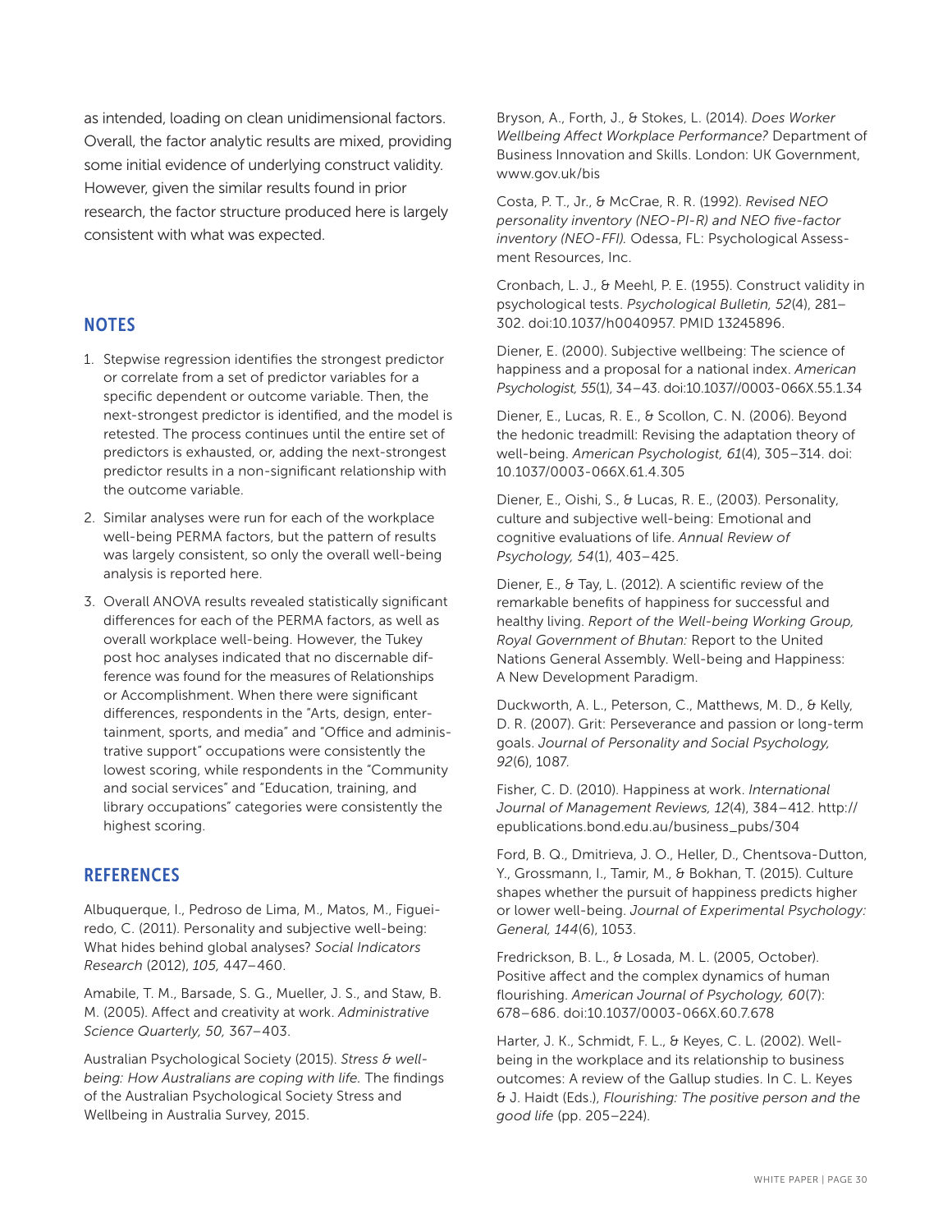as intended, loading on clean unidimensional factors. Overall, the factor analytic results are mixed, providing some initial evidence of underlying construct validity. However, given the similar results found in prior research, the factor structure produced here is largely consistent with what was expected.

## NOTES

1. Stepwise regression identifies the strongest predictor or correlate from a set of predictor variables for a specific dependent or outcome variable. Then, the next-strongest predictor is identified, and the model is retested. The process continues until the entire set of predictors is exhausted, or, adding the next-strongest predictor results in a non-significant relationship with the outcome variable.
2. Similar analyses were run for each of the workplace well-being PERMA factors, but the pattern of results was largely consistent, so only the overall well-being analysis is reported here.
3. Overall ANOVA results revealed statistically significant differences for each of the PERMA factors, as well as overall workplace well-being. However, the Tukey post hoc analyses indicated that no discernable difference was found for the measures of Relationships or Accomplishment. When there were significant differences, respondents in the "Arts, design, entertainment, sports, and media" and "Office and administrative support" occupations were consistently the lowest scoring, while respondents in the "Community and social services" and "Education, training, and library occupations" categories were consistently the highest scoring.

## REFERENCES

Albuquerque, I., Pedroso de Lima, M., Matos, M., Figueiredo, C. (2011). Personality and subjective well-being: What hides behind global analyses? *Social Indicators Research* (2012), *105,* 447–460.

Amabile, T. M., Barsade, S. G., Mueller, J. S., and Staw, B. M. (2005). Affect and creativity at work. *Administrative Science Quarterly, 50,* 367–403.

Australian Psychological Society (2015). *Stress & well-being: How Australians are coping with life.* The findings of the Australian Psychological Society Stress and Wellbeing in Australia Survey, 2015.

Bryson, A., Forth, J., & Stokes, L. (2014). *Does Worker Wellbeing Affect Workplace Performance?* Department of Business Innovation and Skills. London: UK Government, www.gov.uk/bis

Costa, P. T., Jr., & McCrae, R. R. (1992). *Revised NEO personality inventory (NEO-PI-R) and NEO five-factor inventory (NEO-FFI).* Odessa, FL: Psychological Assessment Resources, Inc.

Cronbach, L. J., & Meehl, P. E. (1955). Construct validity in psychological tests. *Psychological Bulletin, 52*(4), 281–302. doi:10.1037/h0040957. PMID 13245896.

Diener, E. (2000). Subjective wellbeing: The science of happiness and a proposal for a national index. *American Psychologist, 55*(1), 34–43. doi:10.1037//0003-066X.55.1.34

Diener, E., Lucas, R. E., & Scollon, C. N. (2006). Beyond the hedonic treadmill: Revising the adaptation theory of well-being. *American Psychologist, 61*(4), 305–314. doi: 10.1037/0003-066X.61.4.305

Diener, E., Oishi, S., & Lucas, R. E., (2003). Personality, culture and subjective well-being: Emotional and cognitive evaluations of life. *Annual Review of Psychology, 54*(1), 403–425.

Diener, E., & Tay, L. (2012). A scientific review of the remarkable benefits of happiness for successful and healthy living. *Report of the Well-being Working Group, Royal Government of Bhutan:* Report to the United Nations General Assembly. Well-being and Happiness: A New Development Paradigm.

Duckworth, A. L., Peterson, C., Matthews, M. D., & Kelly, D. R. (2007). Grit: Perseverance and passion or long-term goals. *Journal of Personality and Social Psychology, 92*(6), 1087.

Fisher, C. D. (2010). Happiness at work. *International Journal of Management Reviews, 12*(4), 384–412. http://epublications.bond.edu.au/business_pubs/304

Ford, B. Q., Dmitrieva, J. O., Heller, D., Chentsova-Dutton, Y., Grossmann, I., Tamir, M., & Bokhan, T. (2015). Culture shapes whether the pursuit of happiness predicts higher or lower well-being. *Journal of Experimental Psychology: General, 144*(6), 1053.

Fredrickson, B. L., & Losada, M. L. (2005, October). Positive affect and the complex dynamics of human flourishing. *American Journal of Psychology, 60*(7): 678–686. doi:10.1037/0003-066X.60.7.678

Harter, J. K., Schmidt, F. L., & Keyes, C. L. (2002). Well-being in the workplace and its relationship to business outcomes: A review of the Gallup studies. In C. L. Keyes & J. Haidt (Eds.), *Flourishing: The positive person and the good life* (pp. 205–224).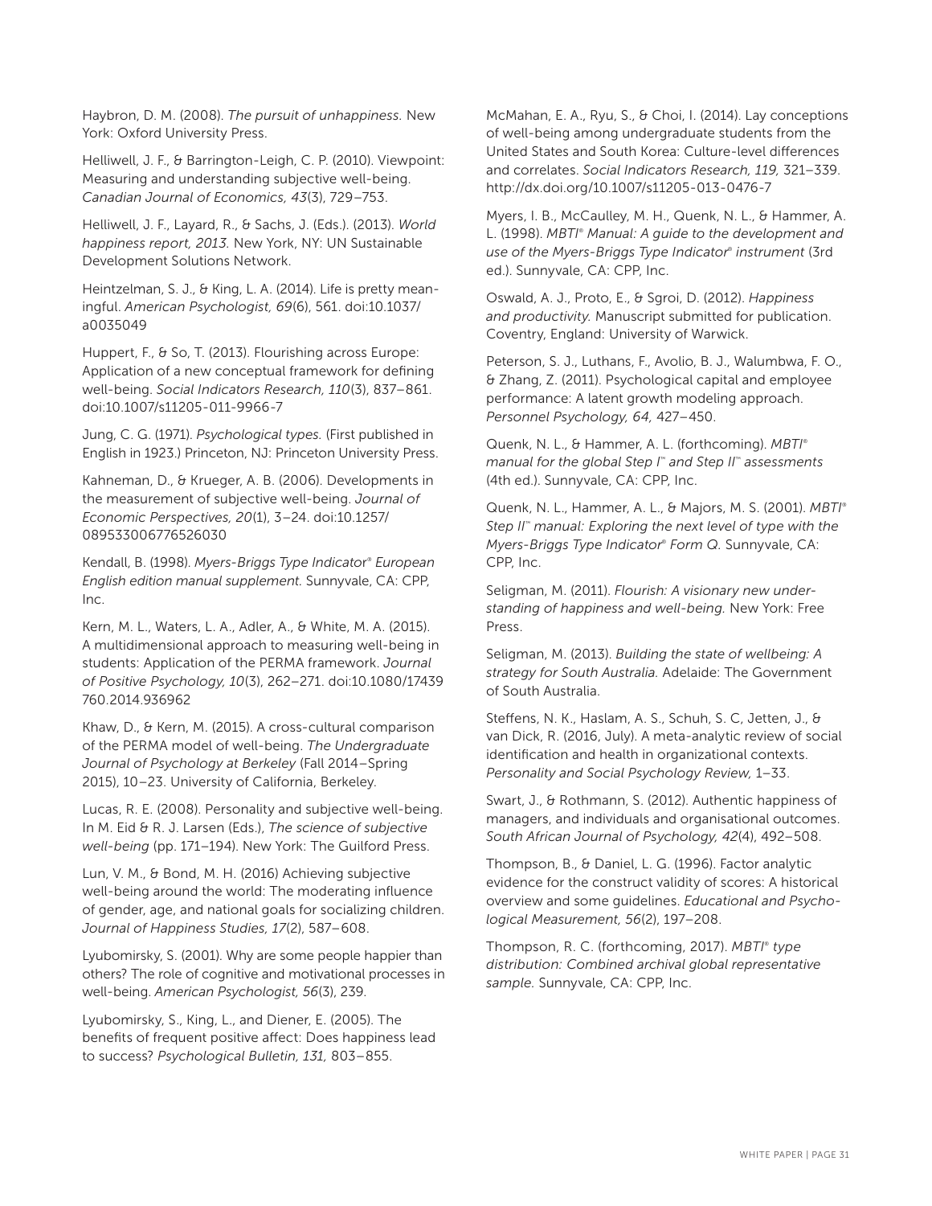Haybron, D. M. (2008). *The pursuit of unhappiness.* New York: Oxford University Press.

Helliwell, J. F., & Barrington-Leigh, C. P. (2010). Viewpoint: Measuring and understanding subjective well-being. *Canadian Journal of Economics, 43*(3), 729–753.

Helliwell, J. F., Layard, R., & Sachs, J. (Eds.). (2013). *World happiness report, 2013.* New York, NY: UN Sustainable Development Solutions Network.

Heintzelman, S. J., & King, L. A. (2014). Life is pretty meaningful. *American Psychologist, 69*(6), 561. doi:10.1037/a0035049

Huppert, F., & So, T. (2013). Flourishing across Europe: Application of a new conceptual framework for defining well-being. *Social Indicators Research, 110*(3), 837–861. doi:10.1007/s11205-011-9966-7

Jung, C. G. (1971). *Psychological types.* (First published in English in 1923.) Princeton, NJ: Princeton University Press.

Kahneman, D., & Krueger, A. B. (2006). Developments in the measurement of subjective well-being. *Journal of Economic Perspectives, 20*(1), 3–24. doi:10.1257/089533006776526030

Kendall, B. (1998). *Myers-Briggs Type Indicator® European English edition manual supplement.* Sunnyvale, CA: CPP, Inc.

Kern, M. L., Waters, L. A., Adler, A., & White, M. A. (2015). A multidimensional approach to measuring well-being in students: Application of the PERMA framework. *Journal of Positive Psychology, 10*(3), 262–271. doi:10.1080/17439760.2014.936962

Khaw, D., & Kern, M. (2015). A cross-cultural comparison of the PERMA model of well-being. *The Undergraduate Journal of Psychology at Berkeley* (Fall 2014–Spring 2015), 10–23. University of California, Berkeley.

Lucas, R. E. (2008). Personality and subjective well-being. In M. Eid & R. J. Larsen (Eds.), *The science of subjective well-being* (pp. 171–194). New York: The Guilford Press.

Lun, V. M., & Bond, M. H. (2016) Achieving subjective well-being around the world: The moderating influence of gender, age, and national goals for socializing children. *Journal of Happiness Studies, 17*(2), 587–608.

Lyubomirsky, S. (2001). Why are some people happier than others? The role of cognitive and motivational processes in well-being. *American Psychologist, 56*(3), 239.

Lyubomirsky, S., King, L., and Diener, E. (2005). The benefits of frequent positive affect: Does happiness lead to success? *Psychological Bulletin, 131,* 803–855.

McMahan, E. A., Ryu, S., & Choi, I. (2014). Lay conceptions of well-being among undergraduate students from the United States and South Korea: Culture-level differences and correlates. *Social Indicators Research, 119,* 321–339. http://dx.doi.org/10.1007/s11205-013-0476-7

Myers, I. B., McCaulley, M. H., Quenk, N. L., & Hammer, A. L. (1998). *MBTI® Manual: A guide to the development and use of the Myers-Briggs Type Indicator® instrument* (3rd ed.). Sunnyvale, CA: CPP, Inc.

Oswald, A. J., Proto, E., & Sgroi, D. (2012). *Happiness and productivity.* Manuscript submitted for publication. Coventry, England: University of Warwick.

Peterson, S. J., Luthans, F., Avolio, B. J., Walumbwa, F. O., & Zhang, Z. (2011). Psychological capital and employee performance: A latent growth modeling approach. *Personnel Psychology, 64,* 427–450.

Quenk, N. L., & Hammer, A. L. (forthcoming). *MBTI® manual for the global Step I™ and Step II™ assessments* (4th ed.). Sunnyvale, CA: CPP, Inc.

Quenk, N. L., Hammer, A. L., & Majors, M. S. (2001). *MBTI® Step II™ manual: Exploring the next level of type with the Myers-Briggs Type Indicator® Form Q.* Sunnyvale, CA: CPP, Inc.

Seligman, M. (2011). *Flourish: A visionary new understanding of happiness and well-being.* New York: Free Press.

Seligman, M. (2013). *Building the state of wellbeing: A strategy for South Australia.* Adelaide: The Government of South Australia.

Steffens, N. K., Haslam, A. S., Schuh, S. C, Jetten, J., & van Dick, R. (2016, July). A meta-analytic review of social identification and health in organizational contexts. *Personality and Social Psychology Review,* 1–33.

Swart, J., & Rothmann, S. (2012). Authentic happiness of managers, and individuals and organisational outcomes. *South African Journal of Psychology, 42*(4), 492–508.

Thompson, B., & Daniel, L. G. (1996). Factor analytic evidence for the construct validity of scores: A historical overview and some guidelines. *Educational and Psychological Measurement, 56*(2), 197–208.

Thompson, R. C. (forthcoming, 2017). *MBTI® type distribution: Combined archival global representative sample.* Sunnyvale, CA: CPP, Inc.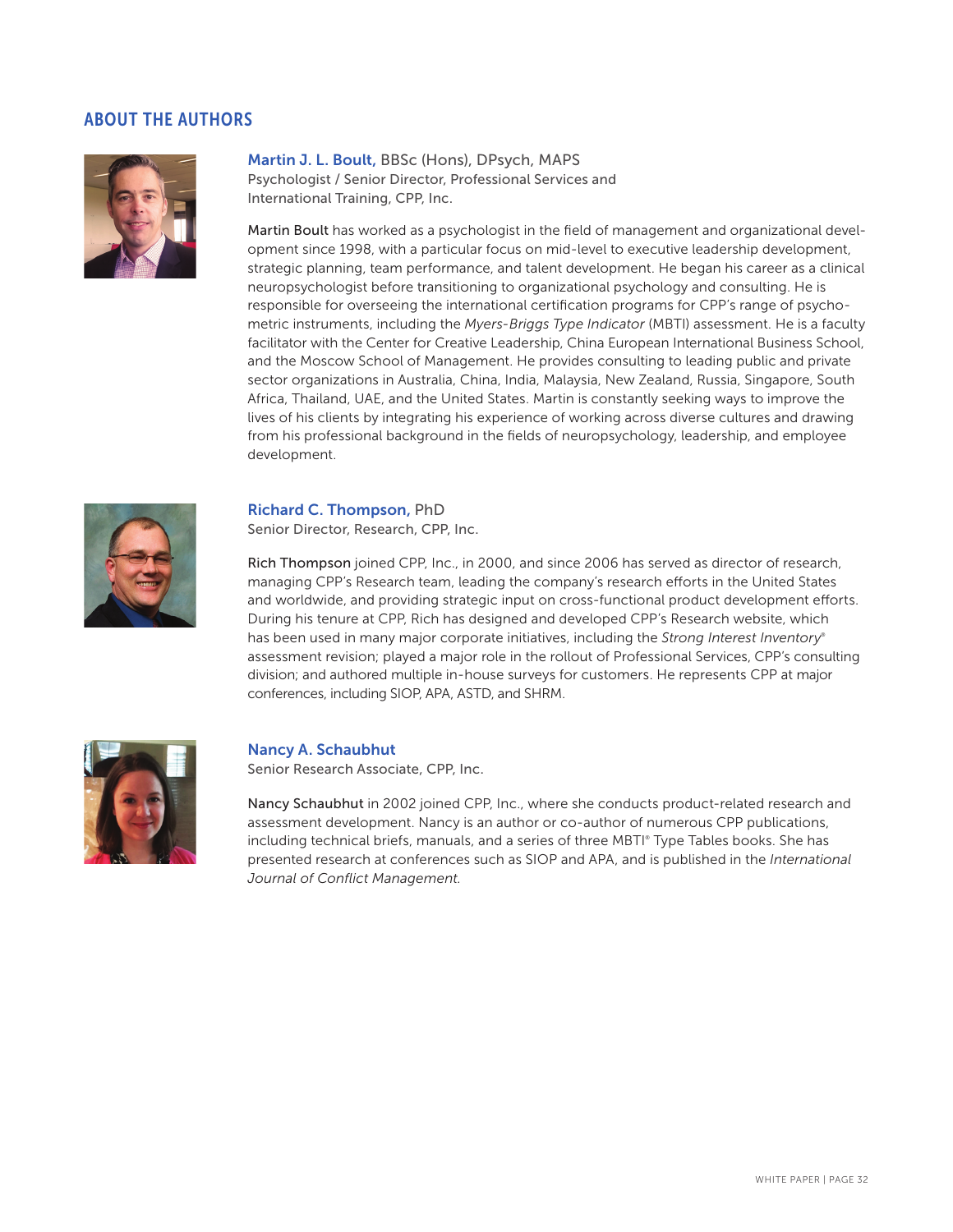## ABOUT THE AUTHORS

**Martin J. L. Boult,** BBSc (Hons), DPsych, MAPS
Psychologist / Senior Director, Professional Services and International Training, CPP, Inc.

Martin Boult has worked as a psychologist in the field of management and organizational development since 1998, with a particular focus on mid-level to executive leadership development, strategic planning, team performance, and talent development. He began his career as a clinical neuropsychologist before transitioning to organizational psychology and consulting. He is responsible for overseeing the international certification programs for CPP's range of psychometric instruments, including the *Myers-Briggs Type Indicator* (MBTI) assessment. He is a faculty facilitator with the Center for Creative Leadership, China European International Business School, and the Moscow School of Management. He provides consulting to leading public and private sector organizations in Australia, China, India, Malaysia, New Zealand, Russia, Singapore, South Africa, Thailand, UAE, and the United States. Martin is constantly seeking ways to improve the lives of his clients by integrating his experience of working across diverse cultures and drawing from his professional background in the fields of neuropsychology, leadership, and employee development.

**Richard C. Thompson,** PhD
Senior Director, Research, CPP, Inc.

Rich Thompson joined CPP, Inc., in 2000, and since 2006 has served as director of research, managing CPP's Research team, leading the company's research efforts in the United States and worldwide, and providing strategic input on cross-functional product development efforts. During his tenure at CPP, Rich has designed and developed CPP's Research website, which has been used in many major corporate initiatives, including the *Strong Interest Inventory®* assessment revision; played a major role in the rollout of Professional Services, CPP's consulting division; and authored multiple in-house surveys for customers. He represents CPP at major conferences, including SIOP, APA, ASTD, and SHRM.

**Nancy A. Schaubhut**
Senior Research Associate, CPP, Inc.

Nancy Schaubhut in 2002 joined CPP, Inc., where she conducts product-related research and assessment development. Nancy is an author or co-author of numerous CPP publications, including technical briefs, manuals, and a series of three MBTI® Type Tables books. She has presented research at conferences such as SIOP and APA, and is published in the *International Journal of Conflict Management.*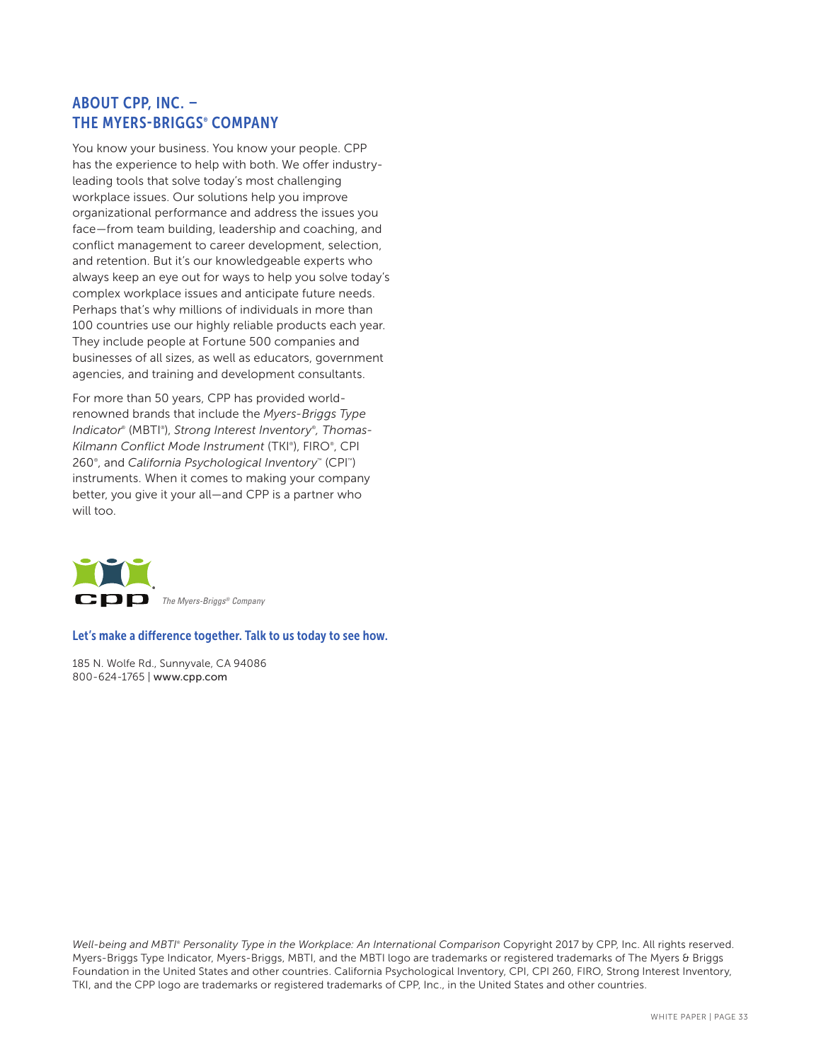## ABOUT CPP, INC. – THE MYERS-BRIGGS® COMPANY

You know your business. You know your people. CPP has the experience to help with both. We offer industry-leading tools that solve today's most challenging workplace issues. Our solutions help you improve organizational performance and address the issues you face—from team building, leadership and coaching, and conflict management to career development, selection, and retention. But it's our knowledgeable experts who always keep an eye out for ways to help you solve today's complex workplace issues and anticipate future needs. Perhaps that's why millions of individuals in more than 100 countries use our highly reliable products each year. They include people at Fortune 500 companies and businesses of all sizes, as well as educators, government agencies, and training and development consultants.

For more than 50 years, CPP has provided world-renowned brands that include the *Myers-Briggs Type Indicator®* (MBTI®), *Strong Interest Inventory®*, *Thomas-Kilmann Conflict Mode Instrument* (TKI®), FIRO®, CPI 260®, and *California Psychological Inventory™* (CPI™) instruments. When it comes to making your company better, you give it your all—and CPP is a partner who will too.

cpp *The Myers-Briggs® Company*

**Let's make a difference together. Talk to us today to see how.**

185 N. Wolfe Rd., Sunnyvale, CA 94086
800-624-1765 | www.cpp.com

*Well-being and MBTI® Personality Type in the Workplace: An International Comparison* Copyright 2017 by CPP, Inc. All rights reserved. Myers-Briggs Type Indicator, Myers-Briggs, MBTI, and the MBTI logo are trademarks or registered trademarks of The Myers & Briggs Foundation in the United States and other countries. California Psychological Inventory, CPI, CPI 260, FIRO, Strong Interest Inventory, TKI, and the CPP logo are trademarks or registered trademarks of CPP, Inc., in the United States and other countries.